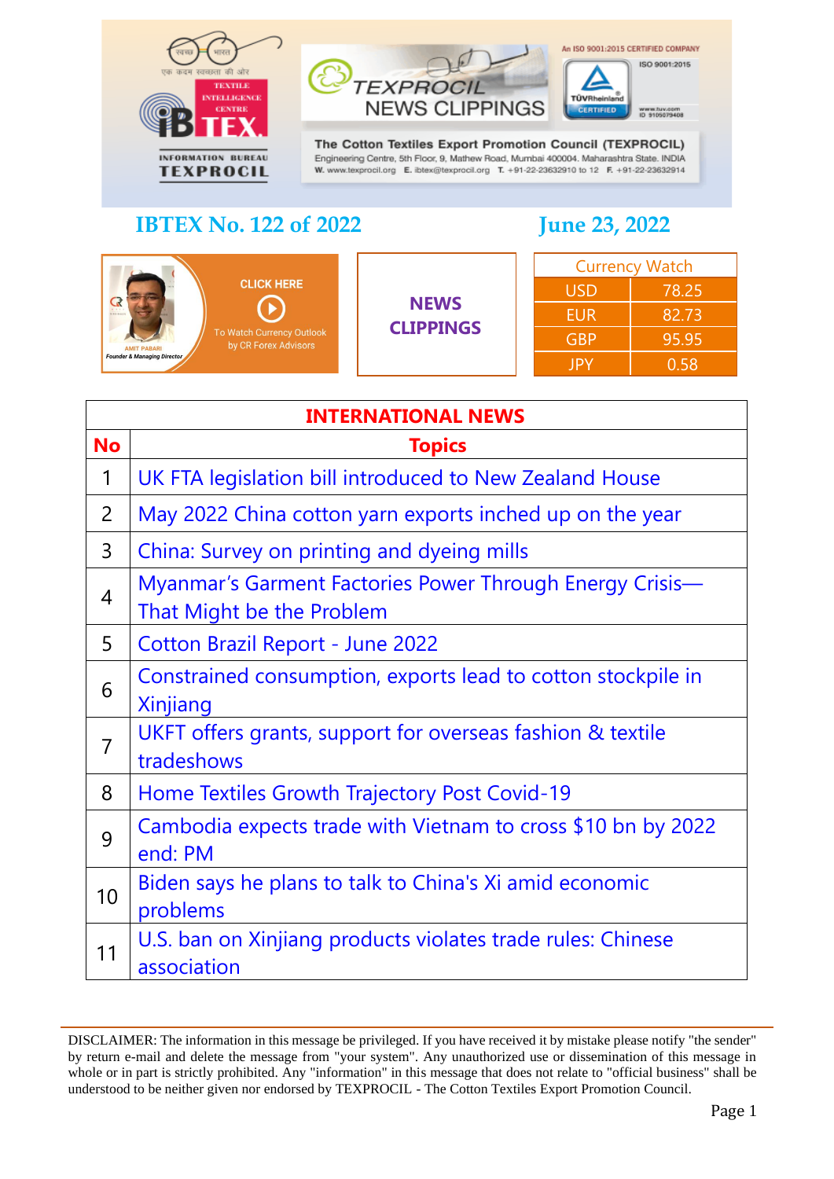TEXTILE INTELLIGENCE CENTRE

IBTEX

INFORMATION BUREAU TEXPROCIL

TEXPROCIL NEWS CLIPPINGS

An ISO 9001:2015 CERTIFIED COMPANY

**The Cotton Textiles Export Promotion Council (TEXPROCIL)**
Engineering Centre, 5th Floor, 9, Mathew Road, Mumbai 400004. Maharashtra State. INDIA
W. www.texprocil.org E. ibtex@texprocil.org T. +91-22-23632910 to 12 F. +91-22-23632914

## IBTEX No. 122 of 2022

## June 23, 2022

CLICK HERE To Watch Currency Outlook by CR Forex Advisors

AMIT PABARI Founder & Managing Director

**NEWS CLIPPINGS**

| Currency Watch | |
|---|---|
| USD | 78.25 |
| EUR | 82.73 |
| GBP | 95.95 |
| JPY | 0.58 |

**INTERNATIONAL NEWS**

| No | Topics |
|---|---|
| 1 | UK FTA legislation bill introduced to New Zealand House |
| 2 | May 2022 China cotton yarn exports inched up on the year |
| 3 | China: Survey on printing and dyeing mills |
| 4 | Myanmar's Garment Factories Power Through Energy Crisis—That Might be the Problem |
| 5 | Cotton Brazil Report - June 2022 |
| 6 | Constrained consumption, exports lead to cotton stockpile in Xinjiang |
| 7 | UKFT offers grants, support for overseas fashion & textile tradeshows |
| 8 | Home Textiles Growth Trajectory Post Covid-19 |
| 9 | Cambodia expects trade with Vietnam to cross $10 bn by 2022 end: PM |
| 10 | Biden says he plans to talk to China's Xi amid economic problems |
| 11 | U.S. ban on Xinjiang products violates trade rules: Chinese association |

DISCLAIMER: The information in this message be privileged. If you have received it by mistake please notify "the sender" by return e-mail and delete the message from "your system". Any unauthorized use or dissemination of this message in whole or in part is strictly prohibited. Any "information" in this message that does not relate to "official business" shall be understood to be neither given nor endorsed by TEXPROCIL - The Cotton Textiles Export Promotion Council.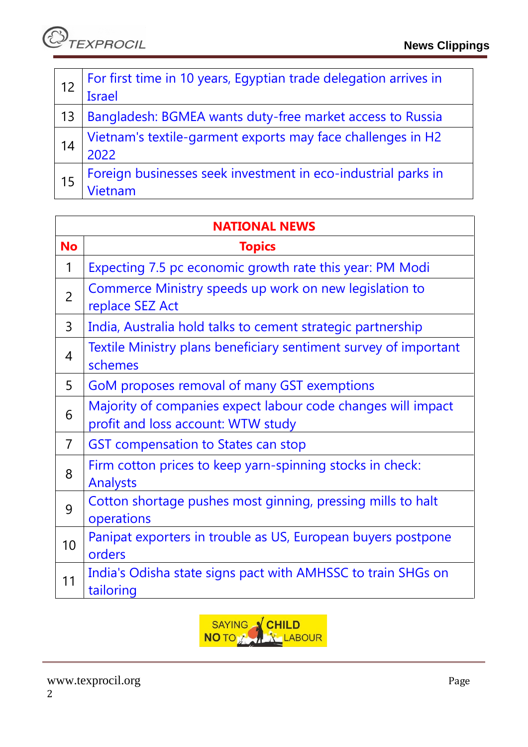| | |
|---|---|
| 12 | For first time in 10 years, Egyptian trade delegation arrives in Israel |
| 13 | Bangladesh: BGMEA wants duty-free market access to Russia |
| 14 | Vietnam's textile-garment exports may face challenges in H2 2022 |
| 15 | Foreign businesses seek investment in eco-industrial parks in Vietnam |

| NATIONAL NEWS | |
|---|---|
| **No** | **Topics** |
| 1 | Expecting 7.5 pc economic growth rate this year: PM Modi |
| 2 | Commerce Ministry speeds up work on new legislation to replace SEZ Act |
| 3 | India, Australia hold talks to cement strategic partnership |
| 4 | Textile Ministry plans beneficiary sentiment survey of important schemes |
| 5 | GoM proposes removal of many GST exemptions |
| 6 | Majority of companies expect labour code changes will impact profit and loss account: WTW study |
| 7 | GST compensation to States can stop |
| 8 | Firm cotton prices to keep yarn-spinning stocks in check: Analysts |
| 9 | Cotton shortage pushes most ginning, pressing mills to halt operations |
| 10 | Panipat exporters in trouble as US, European buyers postpone orders |
| 11 | India's Odisha state signs pact with AMHSSC to train SHGs on tailoring |

SAYING NO TO CHILD LABOUR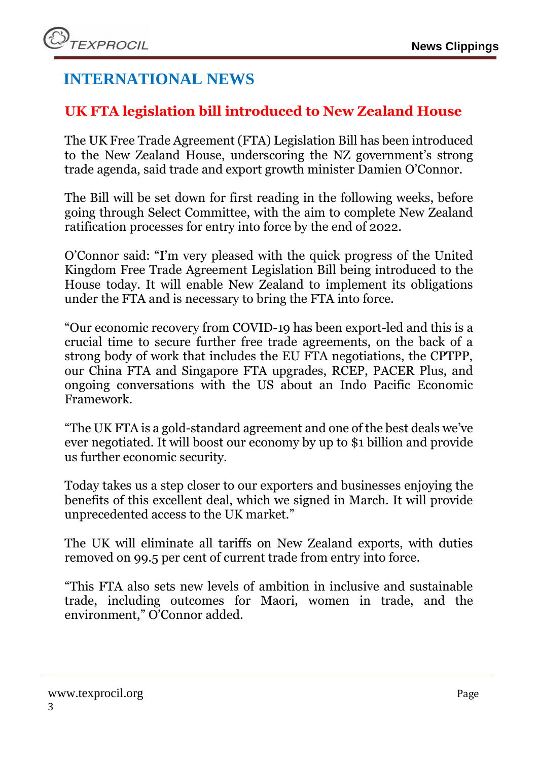# INTERNATIONAL NEWS

## UK FTA legislation bill introduced to New Zealand House

The UK Free Trade Agreement (FTA) Legislation Bill has been introduced to the New Zealand House, underscoring the NZ government's strong trade agenda, said trade and export growth minister Damien O'Connor.

The Bill will be set down for first reading in the following weeks, before going through Select Committee, with the aim to complete New Zealand ratification processes for entry into force by the end of 2022.

O'Connor said: "I'm very pleased with the quick progress of the United Kingdom Free Trade Agreement Legislation Bill being introduced to the House today. It will enable New Zealand to implement its obligations under the FTA and is necessary to bring the FTA into force.

"Our economic recovery from COVID-19 has been export-led and this is a crucial time to secure further free trade agreements, on the back of a strong body of work that includes the EU FTA negotiations, the CPTPP, our China FTA and Singapore FTA upgrades, RCEP, PACER Plus, and ongoing conversations with the US about an Indo Pacific Economic Framework.

"The UK FTA is a gold-standard agreement and one of the best deals we've ever negotiated. It will boost our economy by up to $1 billion and provide us further economic security.

Today takes us a step closer to our exporters and businesses enjoying the benefits of this excellent deal, which we signed in March. It will provide unprecedented access to the UK market."

The UK will eliminate all tariffs on New Zealand exports, with duties removed on 99.5 per cent of current trade from entry into force.

"This FTA also sets new levels of ambition in inclusive and sustainable trade, including outcomes for Maori, women in trade, and the environment," O'Connor added.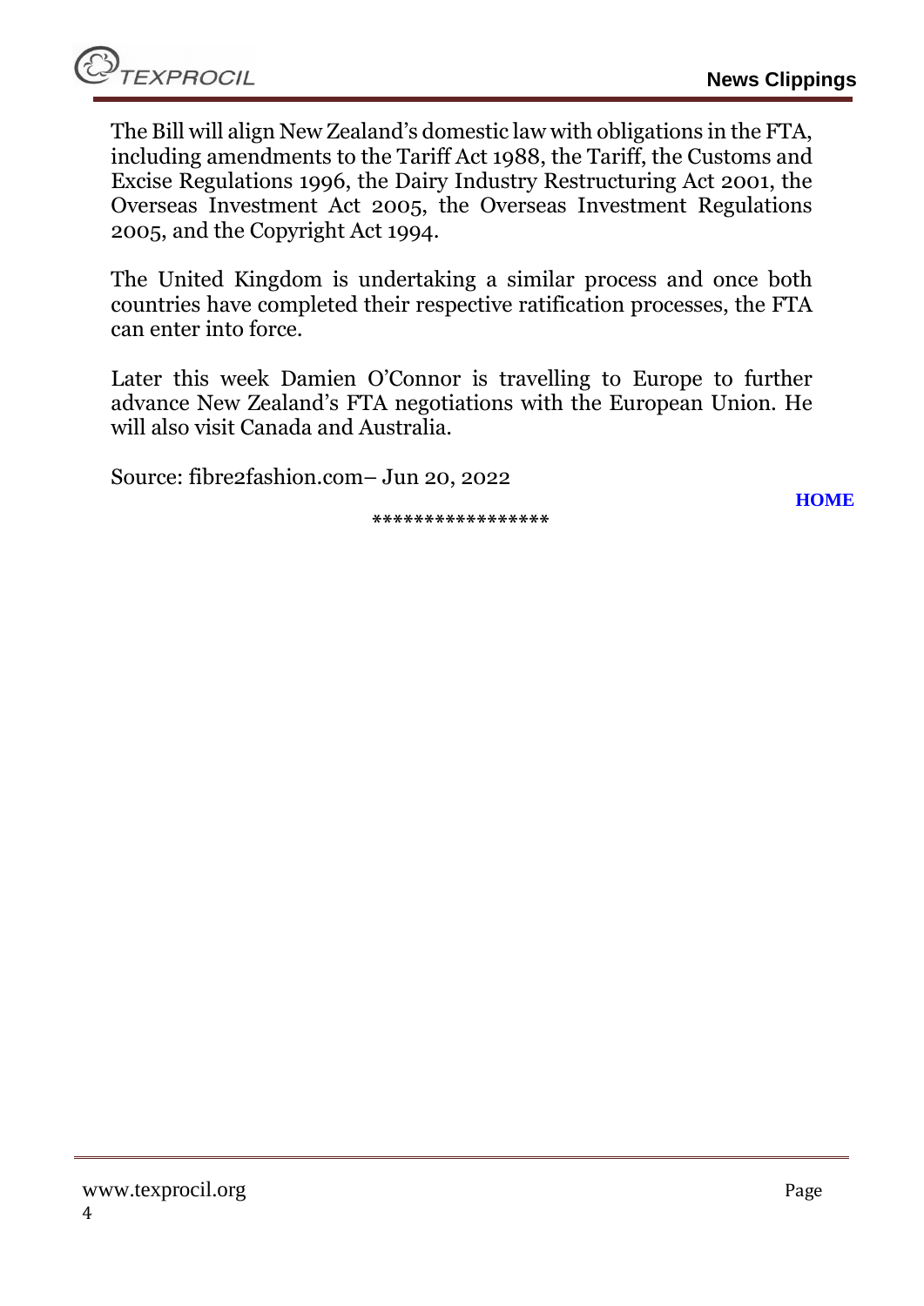The Bill will align New Zealand's domestic law with obligations in the FTA, including amendments to the Tariff Act 1988, the Tariff, the Customs and Excise Regulations 1996, the Dairy Industry Restructuring Act 2001, the Overseas Investment Act 2005, the Overseas Investment Regulations 2005, and the Copyright Act 1994.

The United Kingdom is undertaking a similar process and once both countries have completed their respective ratification processes, the FTA can enter into force.

Later this week Damien O'Connor is travelling to Europe to further advance New Zealand's FTA negotiations with the European Union. He will also visit Canada and Australia.

Source: fibre2fashion.com– Jun 20, 2022

**HOME**

*****************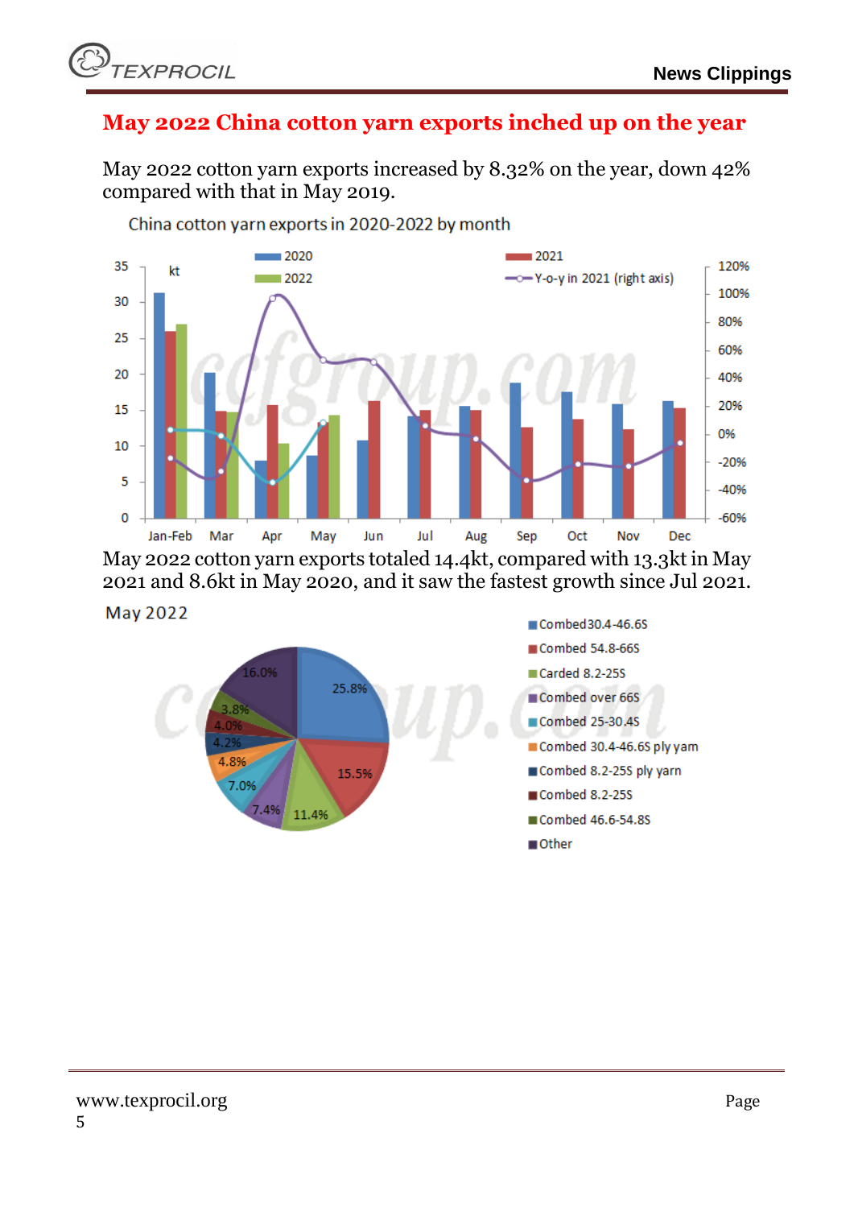## May 2022 China cotton yarn exports inched up on the year

May 2022 cotton yarn exports increased by 8.32% on the year, down 42% compared with that in May 2019.

China cotton yarn exports in 2020-2022 by month

May 2022 cotton yarn exports totaled 14.4kt, compared with 13.3kt in May 2021 and 8.6kt in May 2020, and it saw the fastest growth since Jul 2021.

May 2022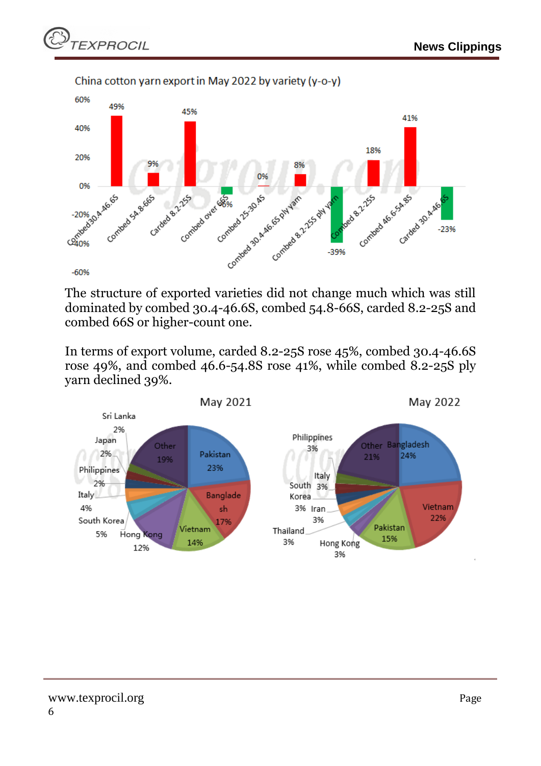China cotton yarn export in May 2022 by variety (y-o-y)

| Variety | y-o-y |
|---|---|
| Combed30.4-46.6S | 49% |
| Combed 54.8-66S | 9% |
| Carded 8.2-25S | 45% |
| Combed over 66S | -6% |
| Combed 25-30.4S | 0% |
| Combed 30.4-46.6S ply yarn | 8% |
| Combed 8.2-25S ply yarn | -39% |
| Combed 8.2-25S | 18% |
| Combed 46.6-54.8S | 41% |
| Carded 30.4-46.6S | -23% |

The structure of exported varieties did not change much which was still dominated by combed 30.4-46.6S, combed 54.8-66S, carded 8.2-25S and combed 66S or higher-count one.

In terms of export volume, carded 8.2-25S rose 45%, combed 30.4-46.6S rose 49%, and combed 46.6-54.8S rose 41%, while combed 8.2-25S ply yarn declined 39%.

May 2021

| Destination | Share |
|---|---|
| Pakistan | 23% |
| Bangladesh | 17% |
| Vietnam | 14% |
| Hong Kong | 12% |
| South Korea | 5% |
| Italy | 4% |
| Philippines | 2% |
| Japan | 2% |
| Sri Lanka | 2% |
| Other | 19% |

May 2022

| Destination | Share |
|---|---|
| Bangladesh | 24% |
| Vietnam | 22% |
| Pakistan | 15% |
| Hong Kong | 3% |
| Thailand | 3% |
| Iran | 3% |
| South Korea | 3% |
| Italy | 3% |
| Philippines | 3% |
| Other | 21% |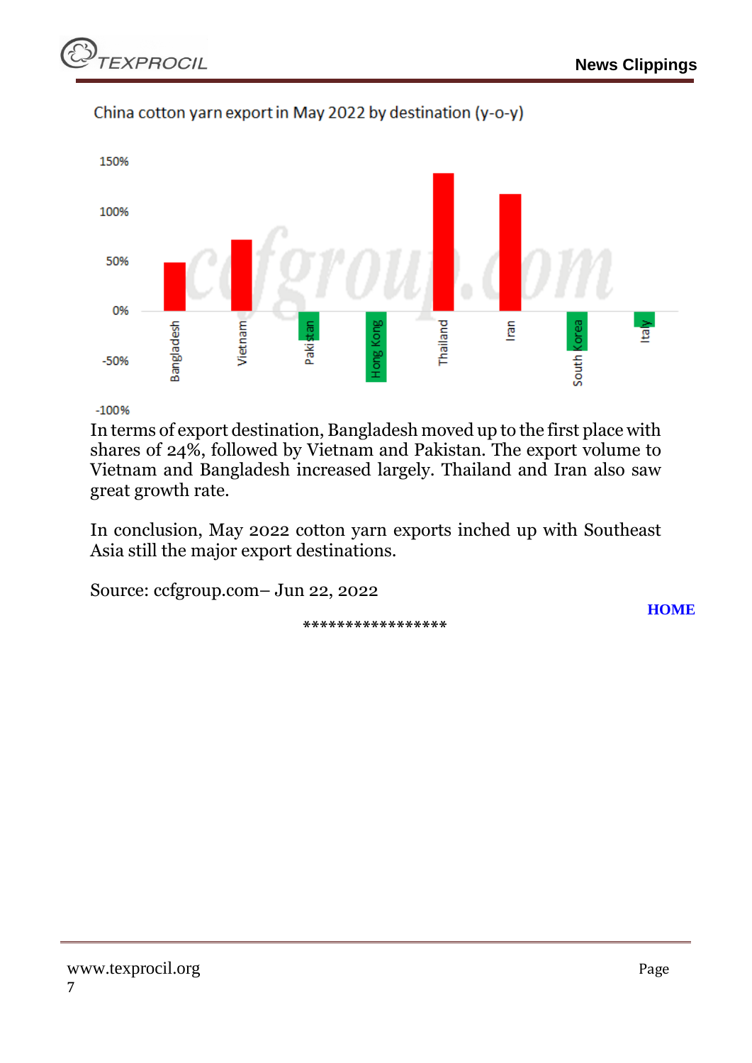China cotton yarn export in May 2022 by destination (y-o-y)

In terms of export destination, Bangladesh moved up to the first place with shares of 24%, followed by Vietnam and Pakistan. The export volume to Vietnam and Bangladesh increased largely. Thailand and Iran also saw great growth rate.

In conclusion, May 2022 cotton yarn exports inched up with Southeast Asia still the major export destinations.

Source: ccfgroup.com– Jun 22, 2022

HOME

*****************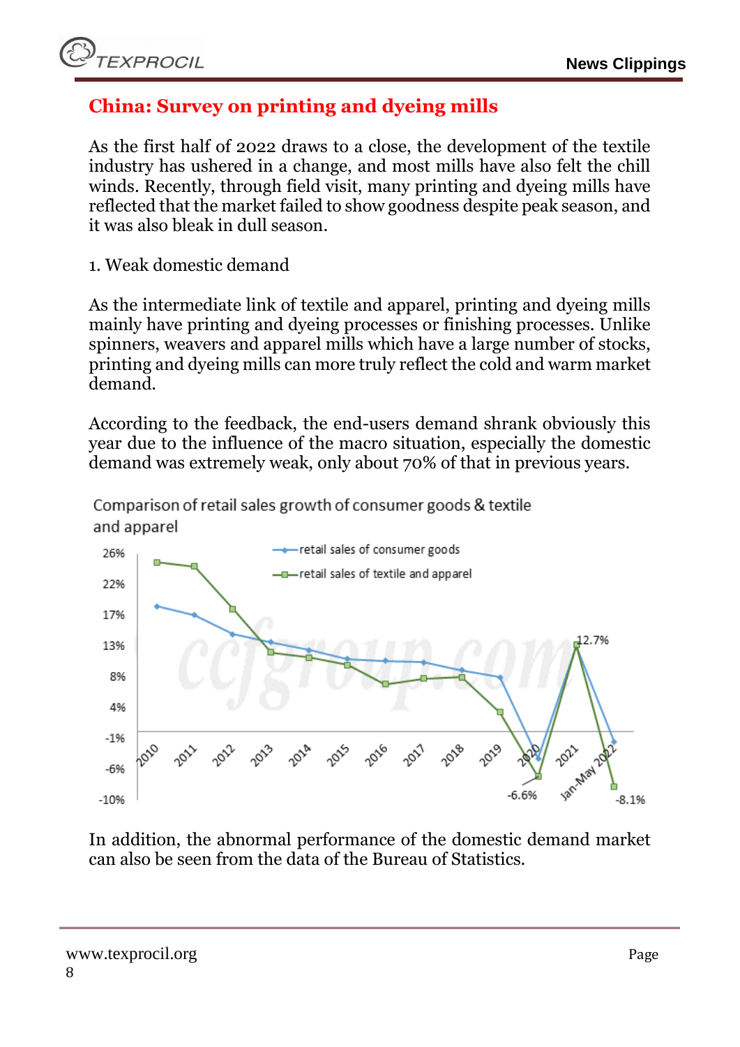## China: Survey on printing and dyeing mills

As the first half of 2022 draws to a close, the development of the textile industry has ushered in a change, and most mills have also felt the chill winds. Recently, through field visit, many printing and dyeing mills have reflected that the market failed to show goodness despite peak season, and it was also bleak in dull season.

1. Weak domestic demand

As the intermediate link of textile and apparel, printing and dyeing mills mainly have printing and dyeing processes or finishing processes. Unlike spinners, weavers and apparel mills which have a large number of stocks, printing and dyeing mills can more truly reflect the cold and warm market demand.

According to the feedback, the end-users demand shrank obviously this year due to the influence of the macro situation, especially the domestic demand was extremely weak, only about 70% of that in previous years.

Comparison of retail sales growth of consumer goods & textile and apparel

In addition, the abnormal performance of the domestic demand market can also be seen from the data of the Bureau of Statistics.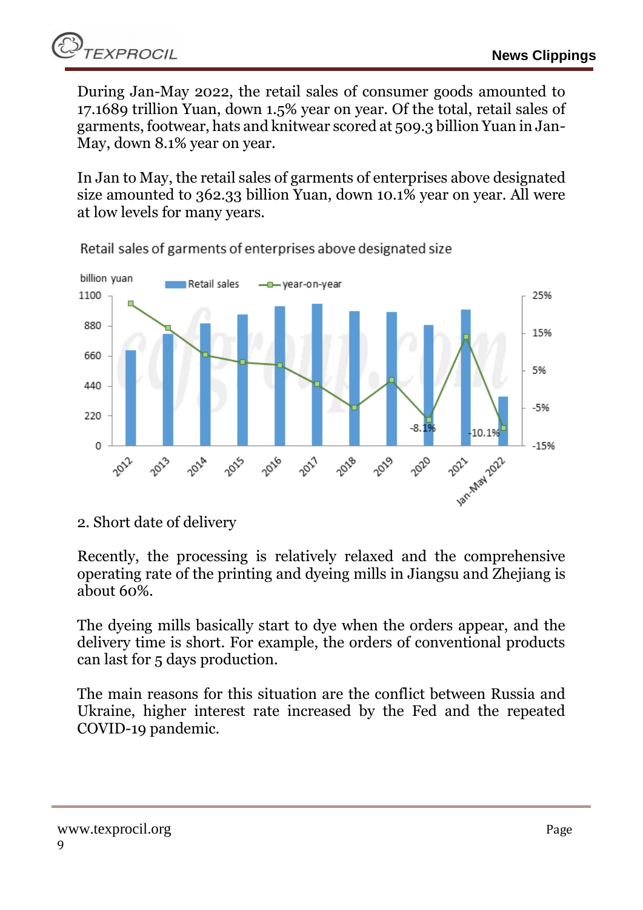During Jan-May 2022, the retail sales of consumer goods amounted to 17.1689 trillion Yuan, down 1.5% year on year. Of the total, retail sales of garments, footwear, hats and knitwear scored at 509.3 billion Yuan in Jan-May, down 8.1% year on year.

In Jan to May, the retail sales of garments of enterprises above designated size amounted to 362.33 billion Yuan, down 10.1% year on year. All were at low levels for many years.

Retail sales of garments of enterprises above designated size

2. Short date of delivery

Recently, the processing is relatively relaxed and the comprehensive operating rate of the printing and dyeing mills in Jiangsu and Zhejiang is about 60%.

The dyeing mills basically start to dye when the orders appear, and the delivery time is short. For example, the orders of conventional products can last for 5 days production.

The main reasons for this situation are the conflict between Russia and Ukraine, higher interest rate increased by the Fed and the repeated COVID-19 pandemic.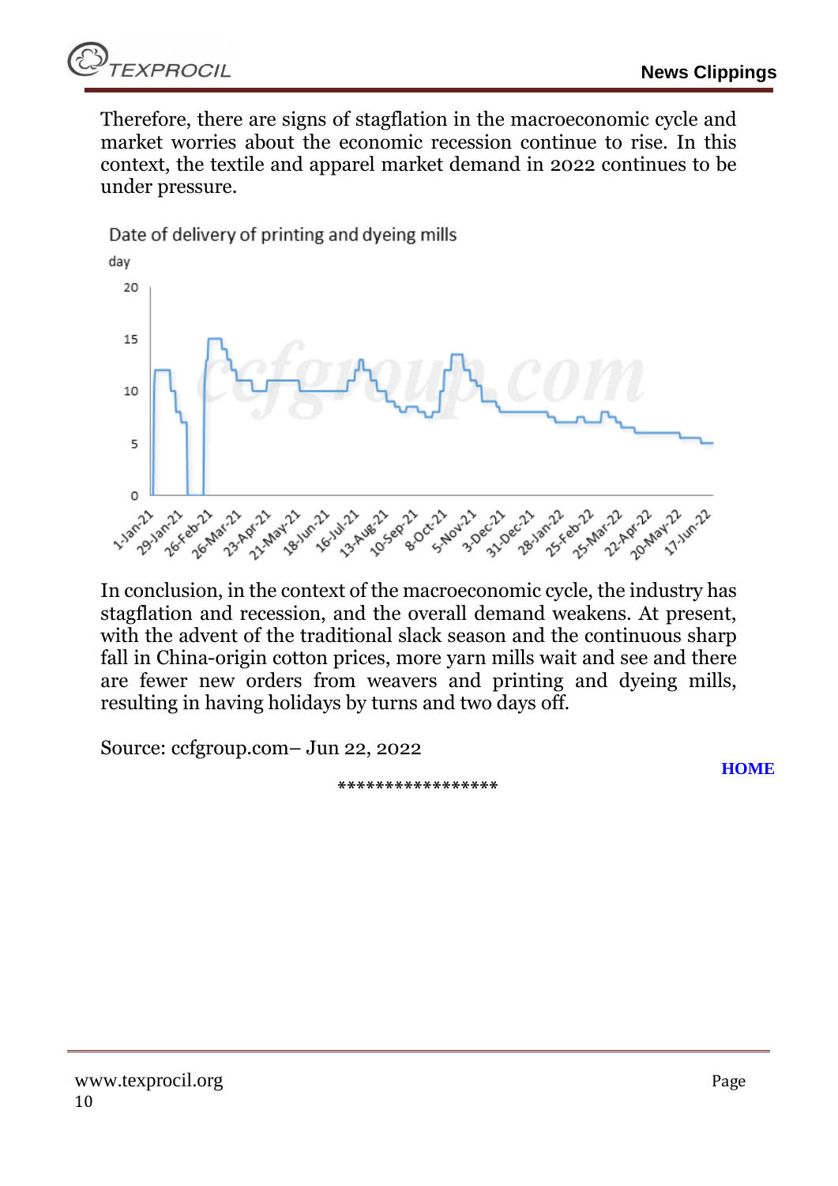Therefore, there are signs of stagflation in the macroeconomic cycle and market worries about the economic recession continue to rise. In this context, the textile and apparel market demand in 2022 continues to be under pressure.

Date of delivery of printing and dyeing mills

In conclusion, in the context of the macroeconomic cycle, the industry has stagflation and recession, and the overall demand weakens. At present, with the advent of the traditional slack season and the continuous sharp fall in China-origin cotton prices, more yarn mills wait and see and there are fewer new orders from weavers and printing and dyeing mills, resulting in having holidays by turns and two days off.

Source: ccfgroup.com– Jun 22, 2022

HOME

*****************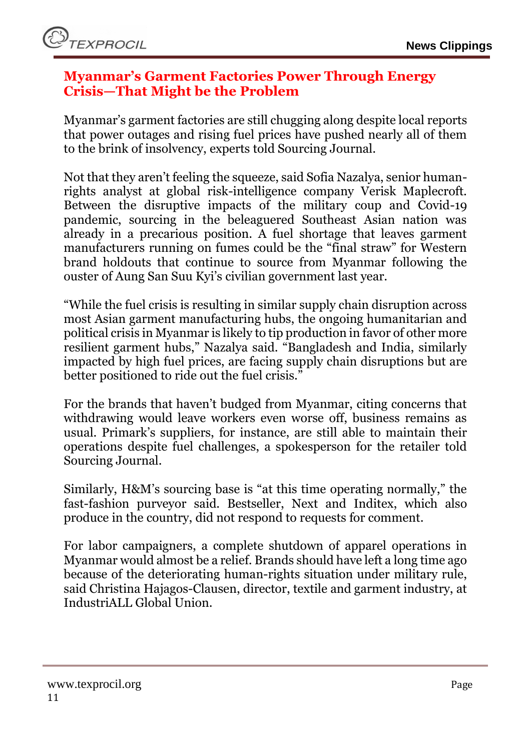## Myanmar's Garment Factories Power Through Energy Crisis—That Might be the Problem

Myanmar's garment factories are still chugging along despite local reports that power outages and rising fuel prices have pushed nearly all of them to the brink of insolvency, experts told Sourcing Journal.

Not that they aren't feeling the squeeze, said Sofia Nazalya, senior human-rights analyst at global risk-intelligence company Verisk Maplecroft. Between the disruptive impacts of the military coup and Covid-19 pandemic, sourcing in the beleaguered Southeast Asian nation was already in a precarious position. A fuel shortage that leaves garment manufacturers running on fumes could be the "final straw" for Western brand holdouts that continue to source from Myanmar following the ouster of Aung San Suu Kyi's civilian government last year.

"While the fuel crisis is resulting in similar supply chain disruption across most Asian garment manufacturing hubs, the ongoing humanitarian and political crisis in Myanmar is likely to tip production in favor of other more resilient garment hubs," Nazalya said. "Bangladesh and India, similarly impacted by high fuel prices, are facing supply chain disruptions but are better positioned to ride out the fuel crisis."

For the brands that haven't budged from Myanmar, citing concerns that withdrawing would leave workers even worse off, business remains as usual. Primark's suppliers, for instance, are still able to maintain their operations despite fuel challenges, a spokesperson for the retailer told Sourcing Journal.

Similarly, H&M's sourcing base is "at this time operating normally," the fast-fashion purveyor said. Bestseller, Next and Inditex, which also produce in the country, did not respond to requests for comment.

For labor campaigners, a complete shutdown of apparel operations in Myanmar would almost be a relief. Brands should have left a long time ago because of the deteriorating human-rights situation under military rule, said Christina Hajagos-Clausen, director, textile and garment industry, at IndustriALL Global Union.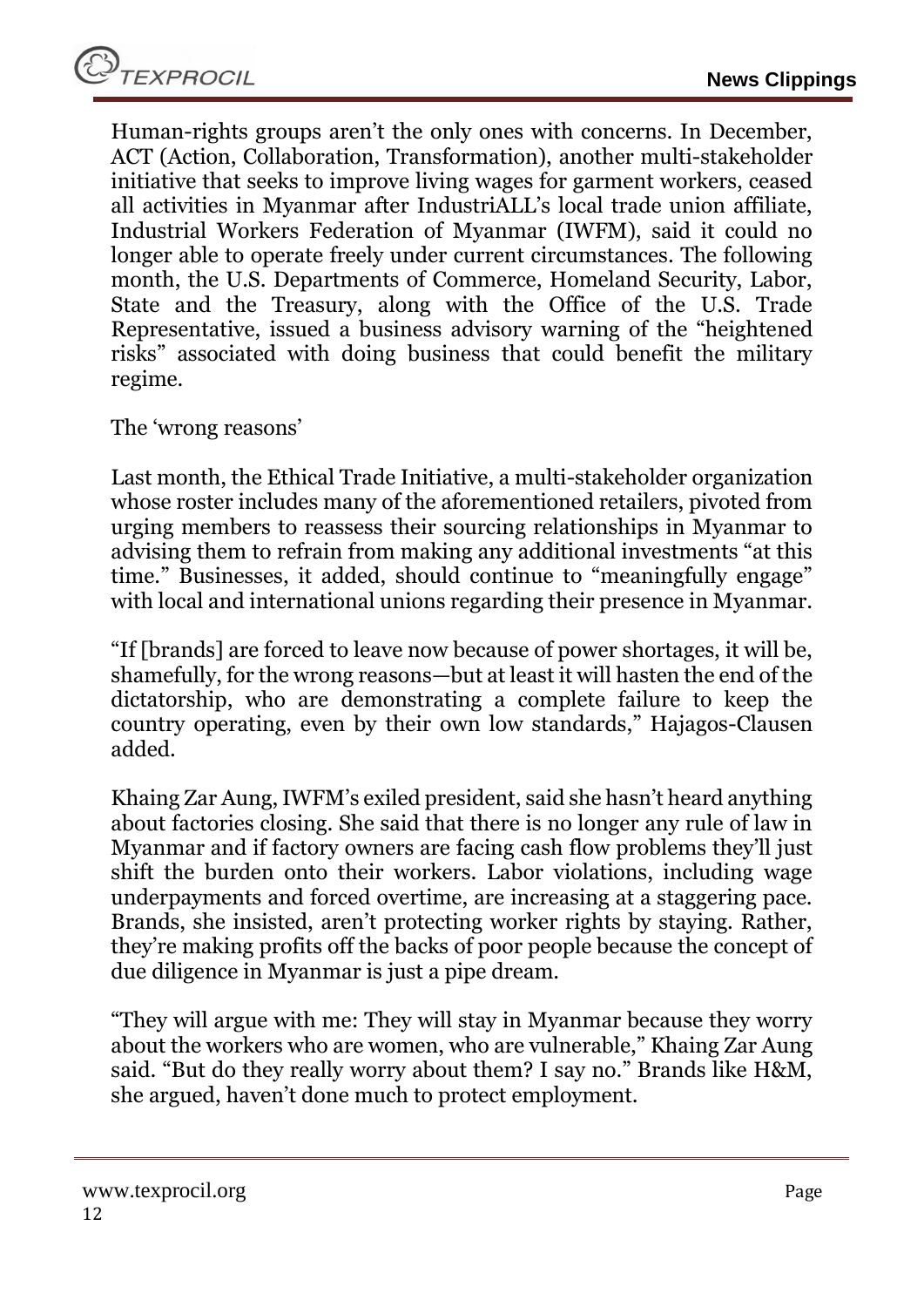Human-rights groups aren't the only ones with concerns. In December, ACT (Action, Collaboration, Transformation), another multi-stakeholder initiative that seeks to improve living wages for garment workers, ceased all activities in Myanmar after IndustriALL's local trade union affiliate, Industrial Workers Federation of Myanmar (IWFM), said it could no longer able to operate freely under current circumstances. The following month, the U.S. Departments of Commerce, Homeland Security, Labor, State and the Treasury, along with the Office of the U.S. Trade Representative, issued a business advisory warning of the "heightened risks" associated with doing business that could benefit the military regime.

The 'wrong reasons'

Last month, the Ethical Trade Initiative, a multi-stakeholder organization whose roster includes many of the aforementioned retailers, pivoted from urging members to reassess their sourcing relationships in Myanmar to advising them to refrain from making any additional investments "at this time." Businesses, it added, should continue to "meaningfully engage" with local and international unions regarding their presence in Myanmar.

"If [brands] are forced to leave now because of power shortages, it will be, shamefully, for the wrong reasons—but at least it will hasten the end of the dictatorship, who are demonstrating a complete failure to keep the country operating, even by their own low standards," Hajagos-Clausen added.

Khaing Zar Aung, IWFM's exiled president, said she hasn't heard anything about factories closing. She said that there is no longer any rule of law in Myanmar and if factory owners are facing cash flow problems they'll just shift the burden onto their workers. Labor violations, including wage underpayments and forced overtime, are increasing at a staggering pace. Brands, she insisted, aren't protecting worker rights by staying. Rather, they're making profits off the backs of poor people because the concept of due diligence in Myanmar is just a pipe dream.

"They will argue with me: They will stay in Myanmar because they worry about the workers who are women, who are vulnerable," Khaing Zar Aung said. "But do they really worry about them? I say no." Brands like H&M, she argued, haven't done much to protect employment.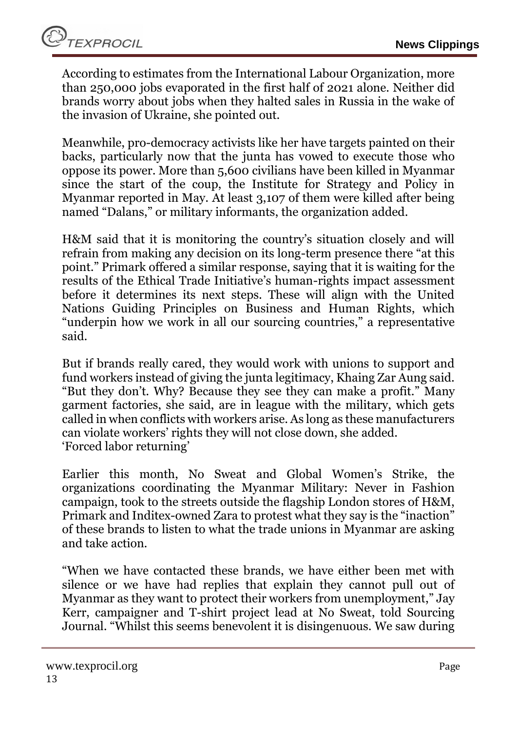According to estimates from the International Labour Organization, more than 250,000 jobs evaporated in the first half of 2021 alone. Neither did brands worry about jobs when they halted sales in Russia in the wake of the invasion of Ukraine, she pointed out.

Meanwhile, pro-democracy activists like her have targets painted on their backs, particularly now that the junta has vowed to execute those who oppose its power. More than 5,600 civilians have been killed in Myanmar since the start of the coup, the Institute for Strategy and Policy in Myanmar reported in May. At least 3,107 of them were killed after being named "Dalans," or military informants, the organization added.

H&M said that it is monitoring the country's situation closely and will refrain from making any decision on its long-term presence there "at this point." Primark offered a similar response, saying that it is waiting for the results of the Ethical Trade Initiative's human-rights impact assessment before it determines its next steps. These will align with the United Nations Guiding Principles on Business and Human Rights, which "underpin how we work in all our sourcing countries," a representative said.

But if brands really cared, they would work with unions to support and fund workers instead of giving the junta legitimacy, Khaing Zar Aung said. "But they don't. Why? Because they see they can make a profit." Many garment factories, she said, are in league with the military, which gets called in when conflicts with workers arise. As long as these manufacturers can violate workers' rights they will not close down, she added.

'Forced labor returning'

Earlier this month, No Sweat and Global Women's Strike, the organizations coordinating the Myanmar Military: Never in Fashion campaign, took to the streets outside the flagship London stores of H&M, Primark and Inditex-owned Zara to protest what they say is the "inaction" of these brands to listen to what the trade unions in Myanmar are asking and take action.

"When we have contacted these brands, we have either been met with silence or we have had replies that explain they cannot pull out of Myanmar as they want to protect their workers from unemployment," Jay Kerr, campaigner and T-shirt project lead at No Sweat, told Sourcing Journal. "Whilst this seems benevolent it is disingenuous. We saw during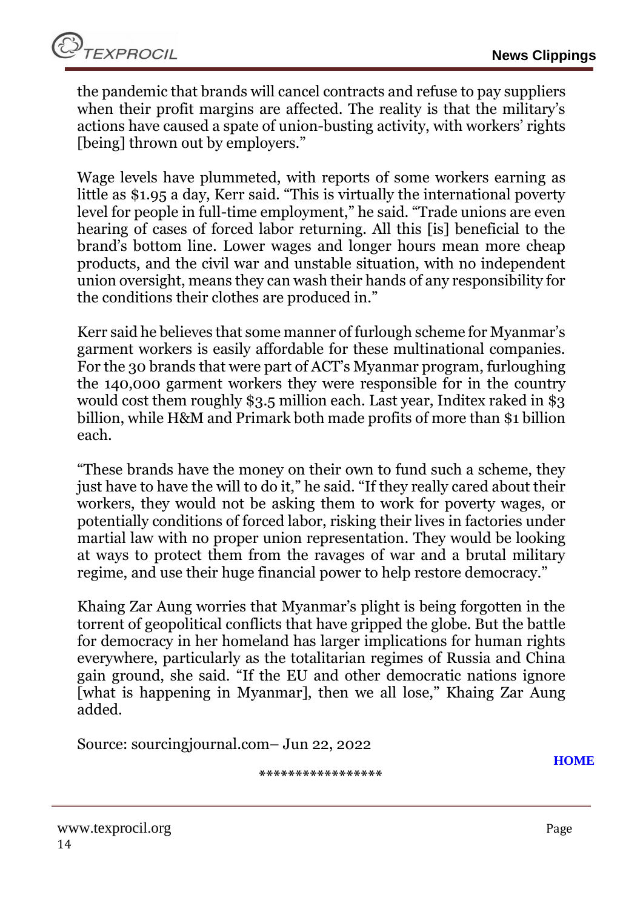the pandemic that brands will cancel contracts and refuse to pay suppliers when their profit margins are affected. The reality is that the military's actions have caused a spate of union-busting activity, with workers' rights [being] thrown out by employers."

Wage levels have plummeted, with reports of some workers earning as little as $1.95 a day, Kerr said. "This is virtually the international poverty level for people in full-time employment," he said. "Trade unions are even hearing of cases of forced labor returning. All this [is] beneficial to the brand's bottom line. Lower wages and longer hours mean more cheap products, and the civil war and unstable situation, with no independent union oversight, means they can wash their hands of any responsibility for the conditions their clothes are produced in."

Kerr said he believes that some manner of furlough scheme for Myanmar's garment workers is easily affordable for these multinational companies. For the 30 brands that were part of ACT's Myanmar program, furloughing the 140,000 garment workers they were responsible for in the country would cost them roughly $3.5 million each. Last year, Inditex raked in $3 billion, while H&M and Primark both made profits of more than $1 billion each.

"These brands have the money on their own to fund such a scheme, they just have to have the will to do it," he said. "If they really cared about their workers, they would not be asking them to work for poverty wages, or potentially conditions of forced labor, risking their lives in factories under martial law with no proper union representation. They would be looking at ways to protect them from the ravages of war and a brutal military regime, and use their huge financial power to help restore democracy."

Khaing Zar Aung worries that Myanmar's plight is being forgotten in the torrent of geopolitical conflicts that have gripped the globe. But the battle for democracy in her homeland has larger implications for human rights everywhere, particularly as the totalitarian regimes of Russia and China gain ground, she said. "If the EU and other democratic nations ignore [what is happening in Myanmar], then we all lose," Khaing Zar Aung added.

Source: sourcingjournal.com– Jun 22, 2022

**HOME**

*****************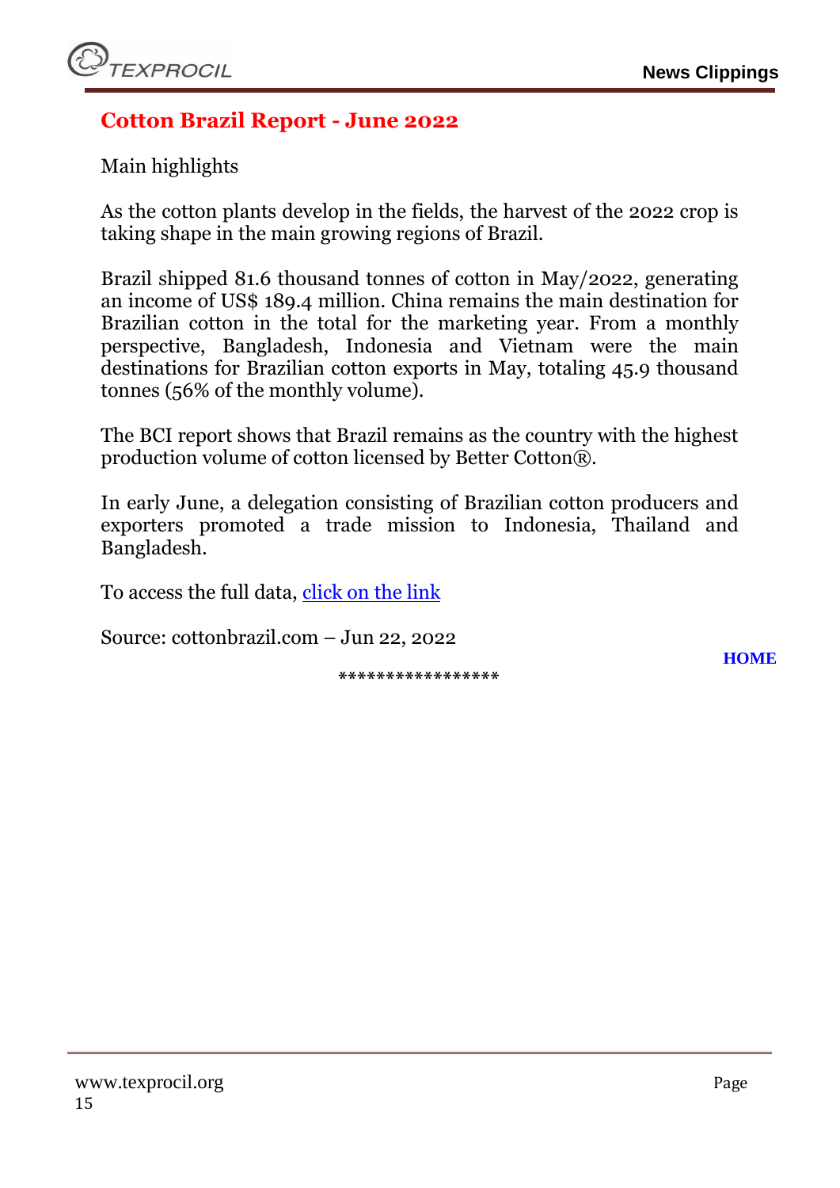## Cotton Brazil Report - June 2022

Main highlights

As the cotton plants develop in the fields, the harvest of the 2022 crop is taking shape in the main growing regions of Brazil.

Brazil shipped 81.6 thousand tonnes of cotton in May/2022, generating an income of US$ 189.4 million. China remains the main destination for Brazilian cotton in the total for the marketing year. From a monthly perspective, Bangladesh, Indonesia and Vietnam were the main destinations for Brazilian cotton exports in May, totaling 45.9 thousand tonnes (56% of the monthly volume).

The BCI report shows that Brazil remains as the country with the highest production volume of cotton licensed by Better Cotton®.

In early June, a delegation consisting of Brazilian cotton producers and exporters promoted a trade mission to Indonesia, Thailand and Bangladesh.

To access the full data, click on the link

Source: cottonbrazil.com – Jun 22, 2022

HOME

*****************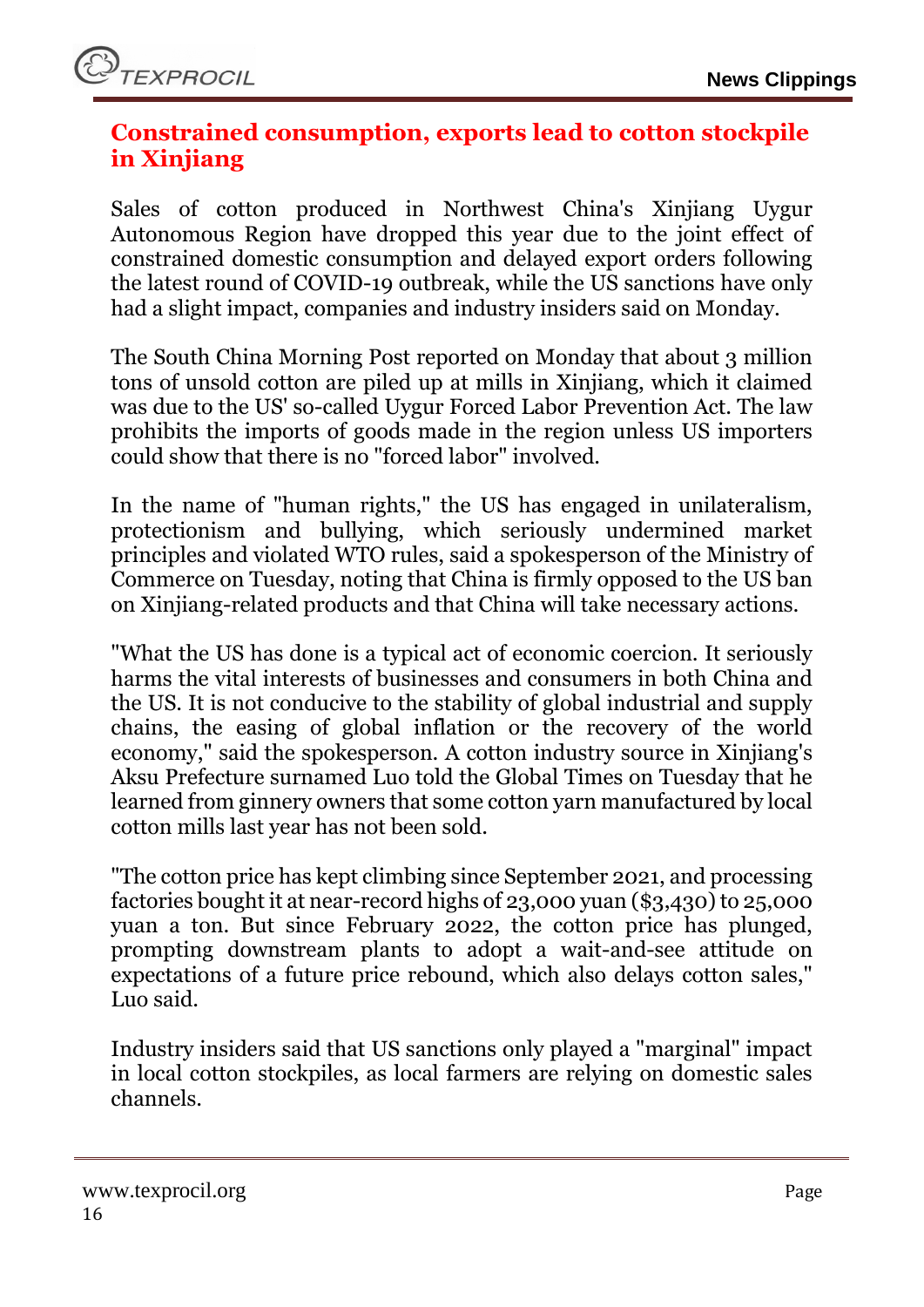## Constrained consumption, exports lead to cotton stockpile in Xinjiang

Sales of cotton produced in Northwest China's Xinjiang Uygur Autonomous Region have dropped this year due to the joint effect of constrained domestic consumption and delayed export orders following the latest round of COVID-19 outbreak, while the US sanctions have only had a slight impact, companies and industry insiders said on Monday.

The South China Morning Post reported on Monday that about 3 million tons of unsold cotton are piled up at mills in Xinjiang, which it claimed was due to the US' so-called Uygur Forced Labor Prevention Act. The law prohibits the imports of goods made in the region unless US importers could show that there is no "forced labor" involved.

In the name of "human rights," the US has engaged in unilateralism, protectionism and bullying, which seriously undermined market principles and violated WTO rules, said a spokesperson of the Ministry of Commerce on Tuesday, noting that China is firmly opposed to the US ban on Xinjiang-related products and that China will take necessary actions.

"What the US has done is a typical act of economic coercion. It seriously harms the vital interests of businesses and consumers in both China and the US. It is not conducive to the stability of global industrial and supply chains, the easing of global inflation or the recovery of the world economy," said the spokesperson. A cotton industry source in Xinjiang's Aksu Prefecture surnamed Luo told the Global Times on Tuesday that he learned from ginnery owners that some cotton yarn manufactured by local cotton mills last year has not been sold.

"The cotton price has kept climbing since September 2021, and processing factories bought it at near-record highs of 23,000 yuan ($3,430) to 25,000 yuan a ton. But since February 2022, the cotton price has plunged, prompting downstream plants to adopt a wait-and-see attitude on expectations of a future price rebound, which also delays cotton sales," Luo said.

Industry insiders said that US sanctions only played a "marginal" impact in local cotton stockpiles, as local farmers are relying on domestic sales channels.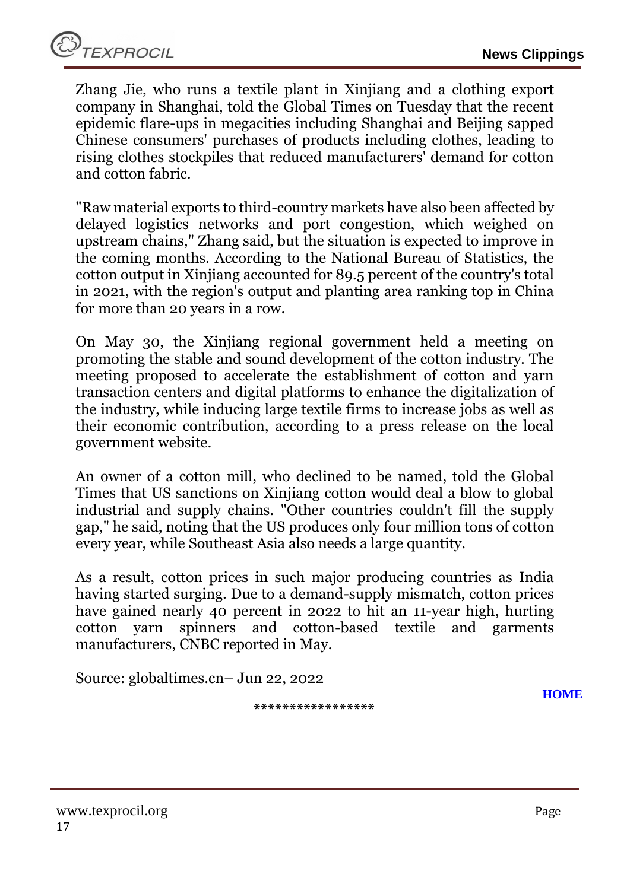Zhang Jie, who runs a textile plant in Xinjiang and a clothing export company in Shanghai, told the Global Times on Tuesday that the recent epidemic flare-ups in megacities including Shanghai and Beijing sapped Chinese consumers' purchases of products including clothes, leading to rising clothes stockpiles that reduced manufacturers' demand for cotton and cotton fabric.

"Raw material exports to third-country markets have also been affected by delayed logistics networks and port congestion, which weighed on upstream chains," Zhang said, but the situation is expected to improve in the coming months. According to the National Bureau of Statistics, the cotton output in Xinjiang accounted for 89.5 percent of the country's total in 2021, with the region's output and planting area ranking top in China for more than 20 years in a row.

On May 30, the Xinjiang regional government held a meeting on promoting the stable and sound development of the cotton industry. The meeting proposed to accelerate the establishment of cotton and yarn transaction centers and digital platforms to enhance the digitalization of the industry, while inducing large textile firms to increase jobs as well as their economic contribution, according to a press release on the local government website.

An owner of a cotton mill, who declined to be named, told the Global Times that US sanctions on Xinjiang cotton would deal a blow to global industrial and supply chains. "Other countries couldn't fill the supply gap," he said, noting that the US produces only four million tons of cotton every year, while Southeast Asia also needs a large quantity.

As a result, cotton prices in such major producing countries as India having started surging. Due to a demand-supply mismatch, cotton prices have gained nearly 40 percent in 2022 to hit an 11-year high, hurting cotton yarn spinners and cotton-based textile and garments manufacturers, CNBC reported in May.

Source: globaltimes.cn– Jun 22, 2022

**HOME**

*****************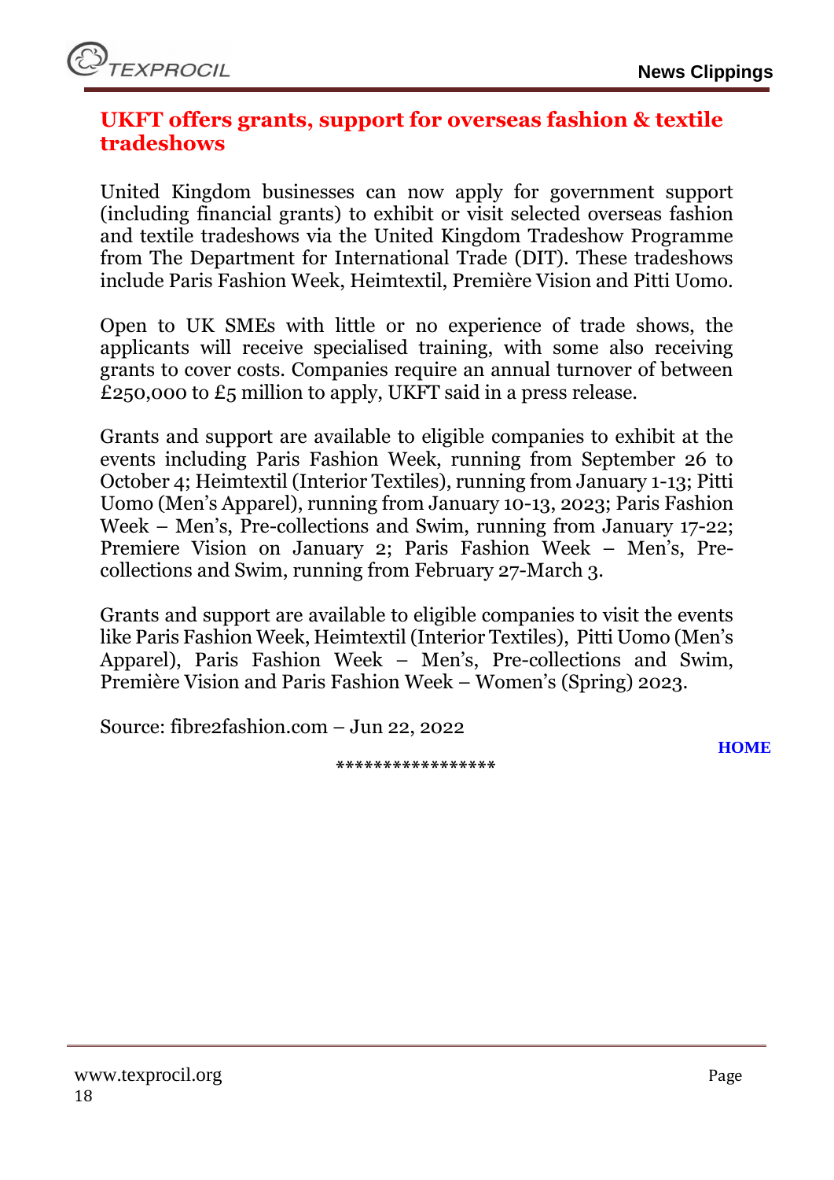## UKFT offers grants, support for overseas fashion & textile tradeshows

United Kingdom businesses can now apply for government support (including financial grants) to exhibit or visit selected overseas fashion and textile tradeshows via the United Kingdom Tradeshow Programme from The Department for International Trade (DIT). These tradeshows include Paris Fashion Week, Heimtextil, Première Vision and Pitti Uomo.

Open to UK SMEs with little or no experience of trade shows, the applicants will receive specialised training, with some also receiving grants to cover costs. Companies require an annual turnover of between £250,000 to £5 million to apply, UKFT said in a press release.

Grants and support are available to eligible companies to exhibit at the events including Paris Fashion Week, running from September 26 to October 4; Heimtextil (Interior Textiles), running from January 1-13; Pitti Uomo (Men's Apparel), running from January 10-13, 2023; Paris Fashion Week – Men's, Pre-collections and Swim, running from January 17-22; Premiere Vision on January 2; Paris Fashion Week – Men's, Pre-collections and Swim, running from February 27-March 3.

Grants and support are available to eligible companies to visit the events like Paris Fashion Week, Heimtextil (Interior Textiles), Pitti Uomo (Men's Apparel), Paris Fashion Week – Men's, Pre-collections and Swim, Première Vision and Paris Fashion Week – Women's (Spring) 2023.

Source: fibre2fashion.com – Jun 22, 2022

HOME

*****************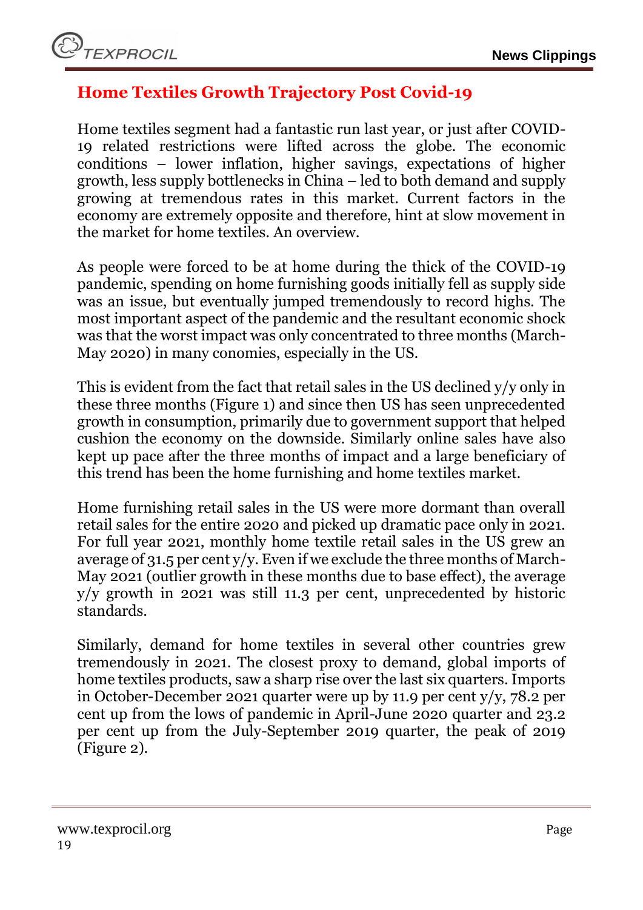## Home Textiles Growth Trajectory Post Covid-19

Home textiles segment had a fantastic run last year, or just after COVID-19 related restrictions were lifted across the globe. The economic conditions – lower inflation, higher savings, expectations of higher growth, less supply bottlenecks in China – led to both demand and supply growing at tremendous rates in this market. Current factors in the economy are extremely opposite and therefore, hint at slow movement in the market for home textiles. An overview.

As people were forced to be at home during the thick of the COVID-19 pandemic, spending on home furnishing goods initially fell as supply side was an issue, but eventually jumped tremendously to record highs. The most important aspect of the pandemic and the resultant economic shock was that the worst impact was only concentrated to three months (March-May 2020) in many conomies, especially in the US.

This is evident from the fact that retail sales in the US declined y/y only in these three months (Figure 1) and since then US has seen unprecedented growth in consumption, primarily due to government support that helped cushion the economy on the downside. Similarly online sales have also kept up pace after the three months of impact and a large beneficiary of this trend has been the home furnishing and home textiles market.

Home furnishing retail sales in the US were more dormant than overall retail sales for the entire 2020 and picked up dramatic pace only in 2021. For full year 2021, monthly home textile retail sales in the US grew an average of 31.5 per cent y/y. Even if we exclude the three months of March-May 2021 (outlier growth in these months due to base effect), the average y/y growth in 2021 was still 11.3 per cent, unprecedented by historic standards.

Similarly, demand for home textiles in several other countries grew tremendously in 2021. The closest proxy to demand, global imports of home textiles products, saw a sharp rise over the last six quarters. Imports in October-December 2021 quarter were up by 11.9 per cent y/y, 78.2 per cent up from the lows of pandemic in April-June 2020 quarter and 23.2 per cent up from the July-September 2019 quarter, the peak of 2019 (Figure 2).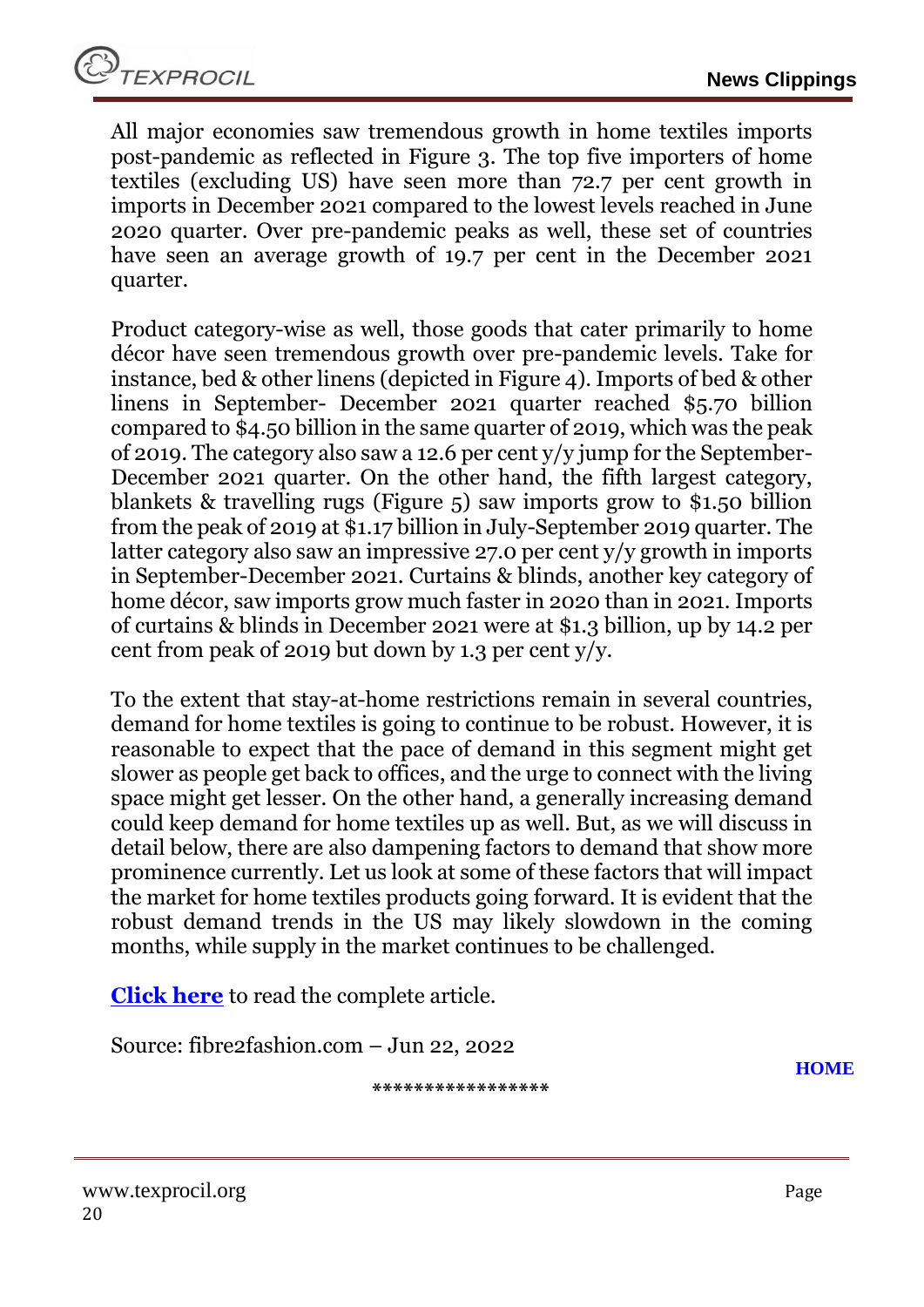All major economies saw tremendous growth in home textiles imports post-pandemic as reflected in Figure 3. The top five importers of home textiles (excluding US) have seen more than 72.7 per cent growth in imports in December 2021 compared to the lowest levels reached in June 2020 quarter. Over pre-pandemic peaks as well, these set of countries have seen an average growth of 19.7 per cent in the December 2021 quarter.

Product category-wise as well, those goods that cater primarily to home décor have seen tremendous growth over pre-pandemic levels. Take for instance, bed & other linens (depicted in Figure 4). Imports of bed & other linens in September- December 2021 quarter reached $5.70 billion compared to $4.50 billion in the same quarter of 2019, which was the peak of 2019. The category also saw a 12.6 per cent y/y jump for the September-December 2021 quarter. On the other hand, the fifth largest category, blankets & travelling rugs (Figure 5) saw imports grow to $1.50 billion from the peak of 2019 at $1.17 billion in July-September 2019 quarter. The latter category also saw an impressive 27.0 per cent y/y growth in imports in September-December 2021. Curtains & blinds, another key category of home décor, saw imports grow much faster in 2020 than in 2021. Imports of curtains & blinds in December 2021 were at $1.3 billion, up by 14.2 per cent from peak of 2019 but down by 1.3 per cent y/y.

To the extent that stay-at-home restrictions remain in several countries, demand for home textiles is going to continue to be robust. However, it is reasonable to expect that the pace of demand in this segment might get slower as people get back to offices, and the urge to connect with the living space might get lesser. On the other hand, a generally increasing demand could keep demand for home textiles up as well. But, as we will discuss in detail below, there are also dampening factors to demand that show more prominence currently. Let us look at some of these factors that will impact the market for home textiles products going forward. It is evident that the robust demand trends in the US may likely slowdown in the coming months, while supply in the market continues to be challenged.

**Click here** to read the complete article.

Source: fibre2fashion.com – Jun 22, 2022

**HOME**

*****************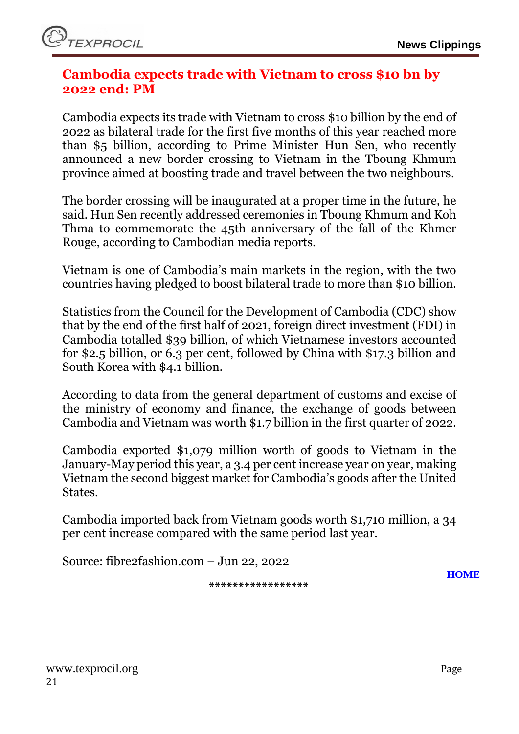## Cambodia expects trade with Vietnam to cross $10 bn by 2022 end: PM

Cambodia expects its trade with Vietnam to cross $10 billion by the end of 2022 as bilateral trade for the first five months of this year reached more than $5 billion, according to Prime Minister Hun Sen, who recently announced a new border crossing to Vietnam in the Tboung Khmum province aimed at boosting trade and travel between the two neighbours.

The border crossing will be inaugurated at a proper time in the future, he said. Hun Sen recently addressed ceremonies in Tboung Khmum and Koh Thma to commemorate the 45th anniversary of the fall of the Khmer Rouge, according to Cambodian media reports.

Vietnam is one of Cambodia's main markets in the region, with the two countries having pledged to boost bilateral trade to more than $10 billion.

Statistics from the Council for the Development of Cambodia (CDC) show that by the end of the first half of 2021, foreign direct investment (FDI) in Cambodia totalled $39 billion, of which Vietnamese investors accounted for $2.5 billion, or 6.3 per cent, followed by China with $17.3 billion and South Korea with $4.1 billion.

According to data from the general department of customs and excise of the ministry of economy and finance, the exchange of goods between Cambodia and Vietnam was worth $1.7 billion in the first quarter of 2022.

Cambodia exported $1,079 million worth of goods to Vietnam in the January-May period this year, a 3.4 per cent increase year on year, making Vietnam the second biggest market for Cambodia's goods after the United States.

Cambodia imported back from Vietnam goods worth $1,710 million, a 34 per cent increase compared with the same period last year.

Source: fibre2fashion.com – Jun 22, 2022

HOME

*****************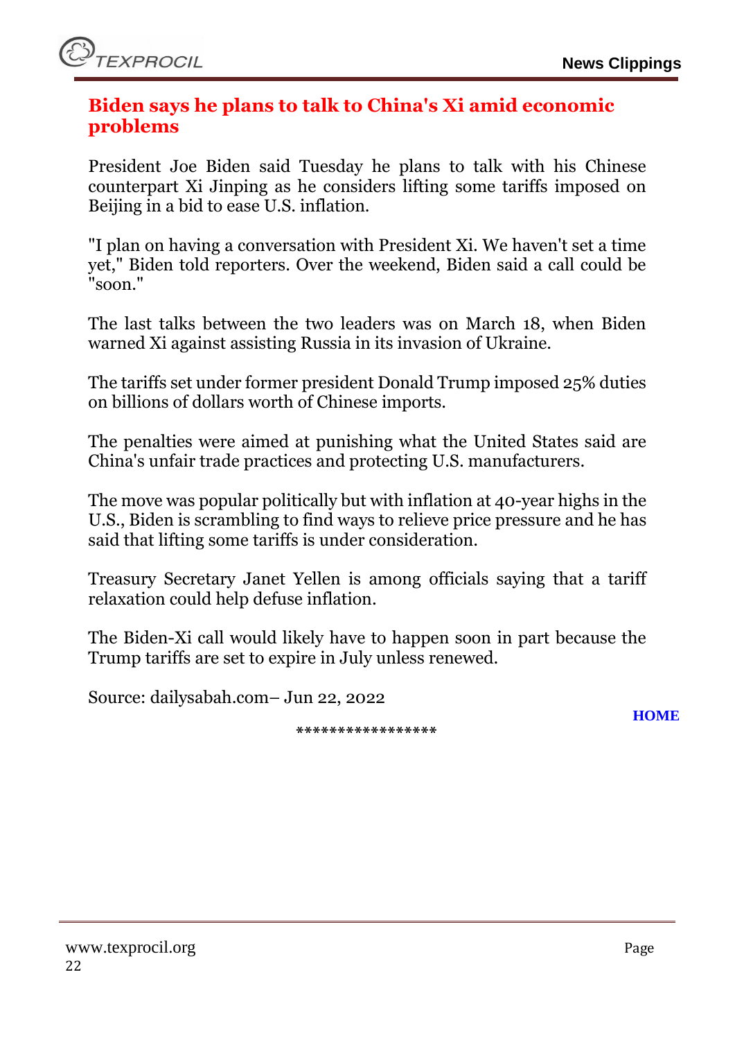## Biden says he plans to talk to China's Xi amid economic problems

President Joe Biden said Tuesday he plans to talk with his Chinese counterpart Xi Jinping as he considers lifting some tariffs imposed on Beijing in a bid to ease U.S. inflation.

"I plan on having a conversation with President Xi. We haven't set a time yet," Biden told reporters. Over the weekend, Biden said a call could be "soon."

The last talks between the two leaders was on March 18, when Biden warned Xi against assisting Russia in its invasion of Ukraine.

The tariffs set under former president Donald Trump imposed 25% duties on billions of dollars worth of Chinese imports.

The penalties were aimed at punishing what the United States said are China's unfair trade practices and protecting U.S. manufacturers.

The move was popular politically but with inflation at 40-year highs in the U.S., Biden is scrambling to find ways to relieve price pressure and he has said that lifting some tariffs is under consideration.

Treasury Secretary Janet Yellen is among officials saying that a tariff relaxation could help defuse inflation.

The Biden-Xi call would likely have to happen soon in part because the Trump tariffs are set to expire in July unless renewed.

Source: dailysabah.com– Jun 22, 2022

HOME

*****************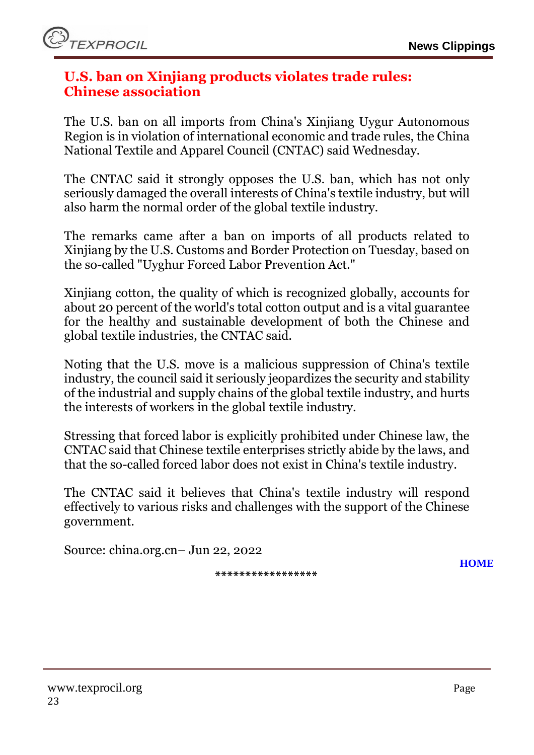## U.S. ban on Xinjiang products violates trade rules: Chinese association

The U.S. ban on all imports from China's Xinjiang Uygur Autonomous Region is in violation of international economic and trade rules, the China National Textile and Apparel Council (CNTAC) said Wednesday.

The CNTAC said it strongly opposes the U.S. ban, which has not only seriously damaged the overall interests of China's textile industry, but will also harm the normal order of the global textile industry.

The remarks came after a ban on imports of all products related to Xinjiang by the U.S. Customs and Border Protection on Tuesday, based on the so-called "Uyghur Forced Labor Prevention Act."

Xinjiang cotton, the quality of which is recognized globally, accounts for about 20 percent of the world's total cotton output and is a vital guarantee for the healthy and sustainable development of both the Chinese and global textile industries, the CNTAC said.

Noting that the U.S. move is a malicious suppression of China's textile industry, the council said it seriously jeopardizes the security and stability of the industrial and supply chains of the global textile industry, and hurts the interests of workers in the global textile industry.

Stressing that forced labor is explicitly prohibited under Chinese law, the CNTAC said that Chinese textile enterprises strictly abide by the laws, and that the so-called forced labor does not exist in China's textile industry.

The CNTAC said it believes that China's textile industry will respond effectively to various risks and challenges with the support of the Chinese government.

Source: china.org.cn– Jun 22, 2022

HOME

*****************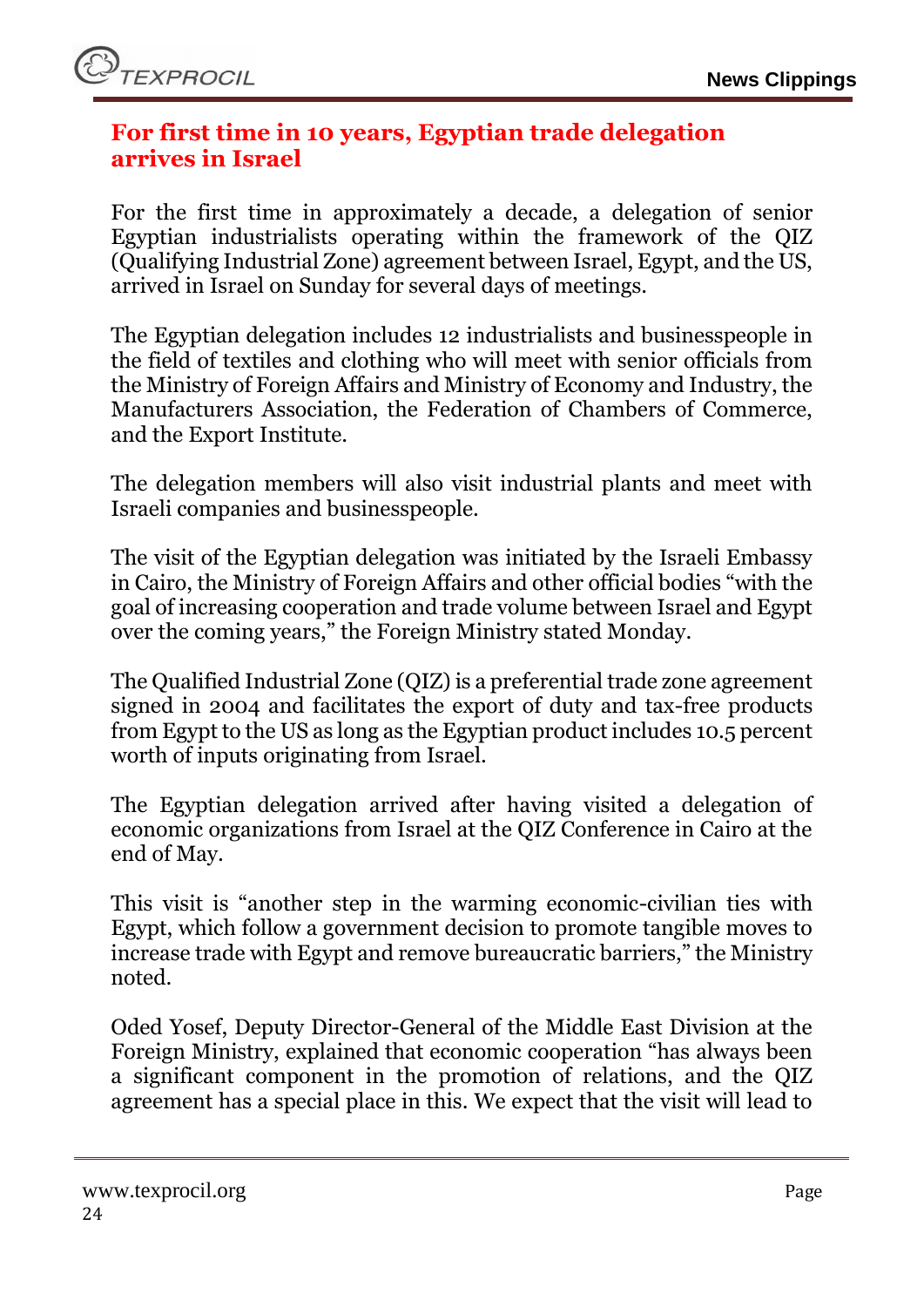## For first time in 10 years, Egyptian trade delegation arrives in Israel

For the first time in approximately a decade, a delegation of senior Egyptian industrialists operating within the framework of the QIZ (Qualifying Industrial Zone) agreement between Israel, Egypt, and the US, arrived in Israel on Sunday for several days of meetings.

The Egyptian delegation includes 12 industrialists and businesspeople in the field of textiles and clothing who will meet with senior officials from the Ministry of Foreign Affairs and Ministry of Economy and Industry, the Manufacturers Association, the Federation of Chambers of Commerce, and the Export Institute.

The delegation members will also visit industrial plants and meet with Israeli companies and businesspeople.

The visit of the Egyptian delegation was initiated by the Israeli Embassy in Cairo, the Ministry of Foreign Affairs and other official bodies "with the goal of increasing cooperation and trade volume between Israel and Egypt over the coming years," the Foreign Ministry stated Monday.

The Qualified Industrial Zone (QIZ) is a preferential trade zone agreement signed in 2004 and facilitates the export of duty and tax-free products from Egypt to the US as long as the Egyptian product includes 10.5 percent worth of inputs originating from Israel.

The Egyptian delegation arrived after having visited a delegation of economic organizations from Israel at the QIZ Conference in Cairo at the end of May.

This visit is "another step in the warming economic-civilian ties with Egypt, which follow a government decision to promote tangible moves to increase trade with Egypt and remove bureaucratic barriers," the Ministry noted.

Oded Yosef, Deputy Director-General of the Middle East Division at the Foreign Ministry, explained that economic cooperation "has always been a significant component in the promotion of relations, and the QIZ agreement has a special place in this. We expect that the visit will lead to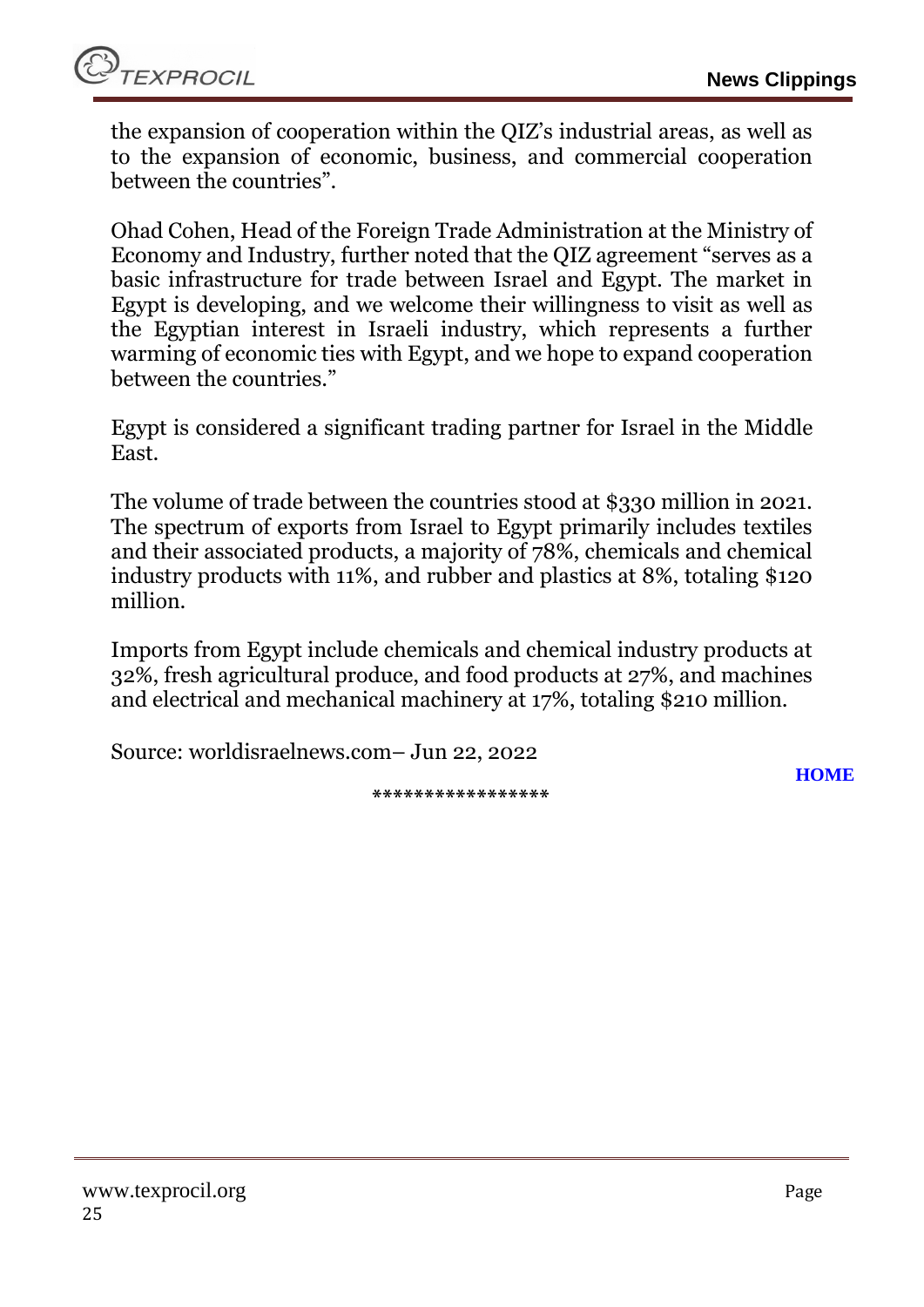the expansion of cooperation within the QIZ's industrial areas, as well as to the expansion of economic, business, and commercial cooperation between the countries".

Ohad Cohen, Head of the Foreign Trade Administration at the Ministry of Economy and Industry, further noted that the QIZ agreement "serves as a basic infrastructure for trade between Israel and Egypt. The market in Egypt is developing, and we welcome their willingness to visit as well as the Egyptian interest in Israeli industry, which represents a further warming of economic ties with Egypt, and we hope to expand cooperation between the countries."

Egypt is considered a significant trading partner for Israel in the Middle East.

The volume of trade between the countries stood at $330 million in 2021. The spectrum of exports from Israel to Egypt primarily includes textiles and their associated products, a majority of 78%, chemicals and chemical industry products with 11%, and rubber and plastics at 8%, totaling $120 million.

Imports from Egypt include chemicals and chemical industry products at 32%, fresh agricultural produce, and food products at 27%, and machines and electrical and mechanical machinery at 17%, totaling $210 million.

Source: worldisraelnews.com– Jun 22, 2022

HOME

*****************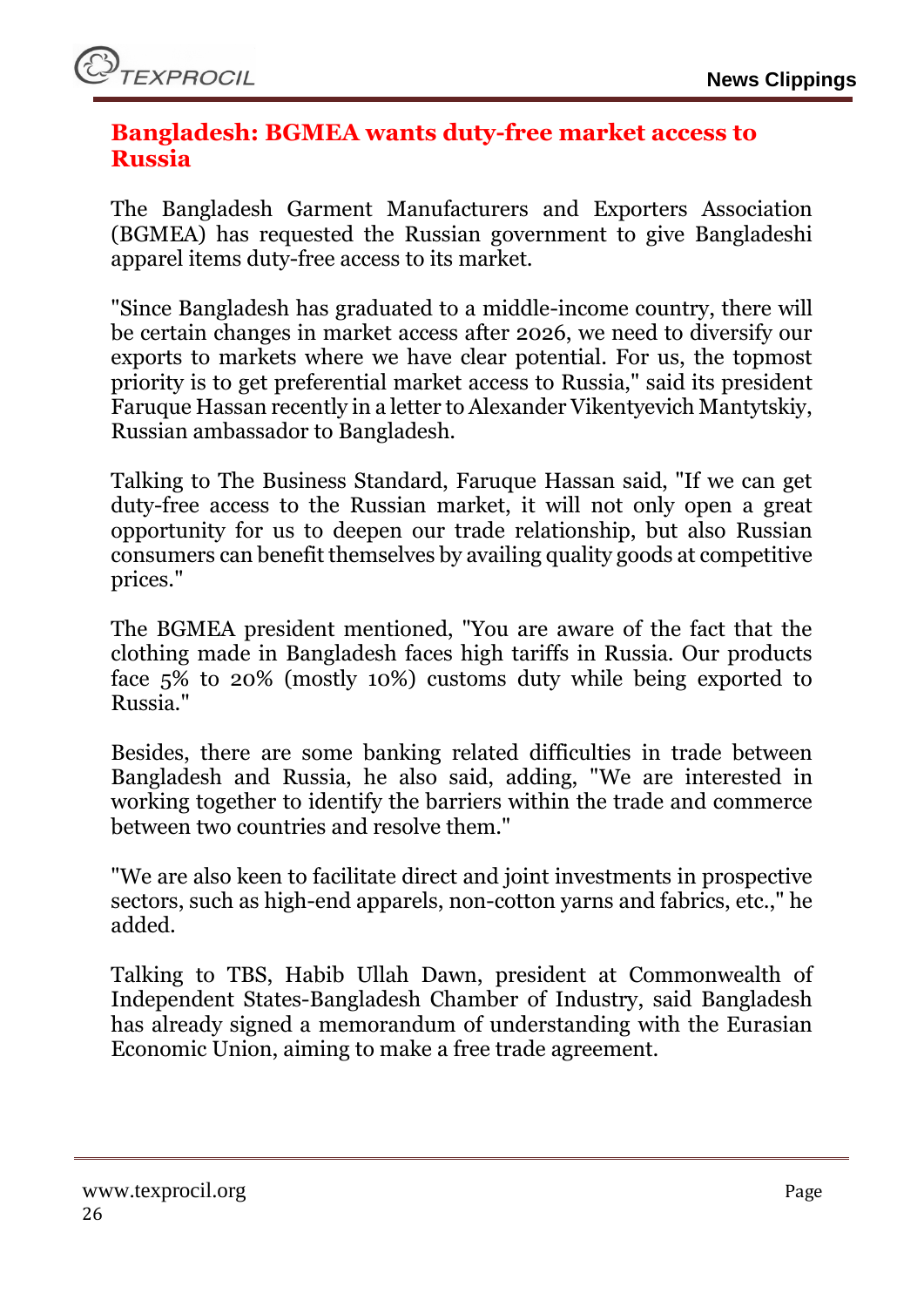## Bangladesh: BGMEA wants duty-free market access to Russia

The Bangladesh Garment Manufacturers and Exporters Association (BGMEA) has requested the Russian government to give Bangladeshi apparel items duty-free access to its market.

"Since Bangladesh has graduated to a middle-income country, there will be certain changes in market access after 2026, we need to diversify our exports to markets where we have clear potential. For us, the topmost priority is to get preferential market access to Russia," said its president Faruque Hassan recently in a letter to Alexander Vikentyevich Mantytskiy, Russian ambassador to Bangladesh.

Talking to The Business Standard, Faruque Hassan said, "If we can get duty-free access to the Russian market, it will not only open a great opportunity for us to deepen our trade relationship, but also Russian consumers can benefit themselves by availing quality goods at competitive prices."

The BGMEA president mentioned, "You are aware of the fact that the clothing made in Bangladesh faces high tariffs in Russia. Our products face 5% to 20% (mostly 10%) customs duty while being exported to Russia."

Besides, there are some banking related difficulties in trade between Bangladesh and Russia, he also said, adding, "We are interested in working together to identify the barriers within the trade and commerce between two countries and resolve them."

"We are also keen to facilitate direct and joint investments in prospective sectors, such as high-end apparels, non-cotton yarns and fabrics, etc.," he added.

Talking to TBS, Habib Ullah Dawn, president at Commonwealth of Independent States-Bangladesh Chamber of Industry, said Bangladesh has already signed a memorandum of understanding with the Eurasian Economic Union, aiming to make a free trade agreement.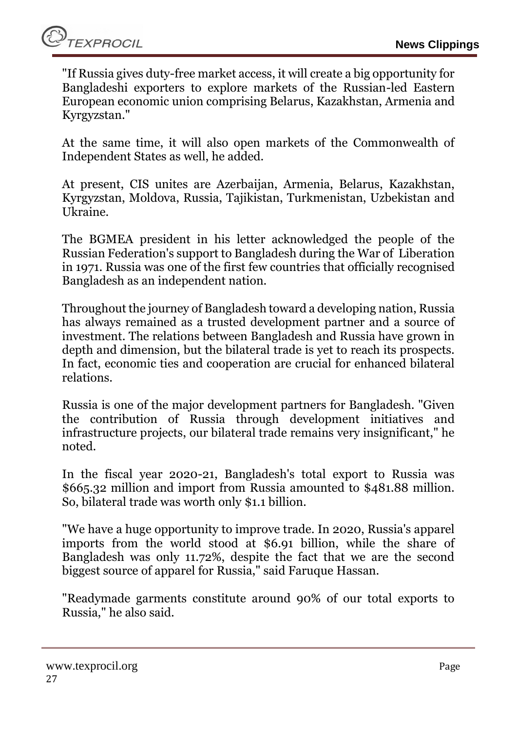"If Russia gives duty-free market access, it will create a big opportunity for Bangladeshi exporters to explore markets of the Russian-led Eastern European economic union comprising Belarus, Kazakhstan, Armenia and Kyrgyzstan."

At the same time, it will also open markets of the Commonwealth of Independent States as well, he added.

At present, CIS unites are Azerbaijan, Armenia, Belarus, Kazakhstan, Kyrgyzstan, Moldova, Russia, Tajikistan, Turkmenistan, Uzbekistan and Ukraine.

The BGMEA president in his letter acknowledged the people of the Russian Federation's support to Bangladesh during the War of Liberation in 1971. Russia was one of the first few countries that officially recognised Bangladesh as an independent nation.

Throughout the journey of Bangladesh toward a developing nation, Russia has always remained as a trusted development partner and a source of investment. The relations between Bangladesh and Russia have grown in depth and dimension, but the bilateral trade is yet to reach its prospects. In fact, economic ties and cooperation are crucial for enhanced bilateral relations.

Russia is one of the major development partners for Bangladesh. "Given the contribution of Russia through development initiatives and infrastructure projects, our bilateral trade remains very insignificant," he noted.

In the fiscal year 2020-21, Bangladesh's total export to Russia was $665.32 million and import from Russia amounted to $481.88 million. So, bilateral trade was worth only $1.1 billion.

"We have a huge opportunity to improve trade. In 2020, Russia's apparel imports from the world stood at $6.91 billion, while the share of Bangladesh was only 11.72%, despite the fact that we are the second biggest source of apparel for Russia," said Faruque Hassan.

"Readymade garments constitute around 90% of our total exports to Russia," he also said.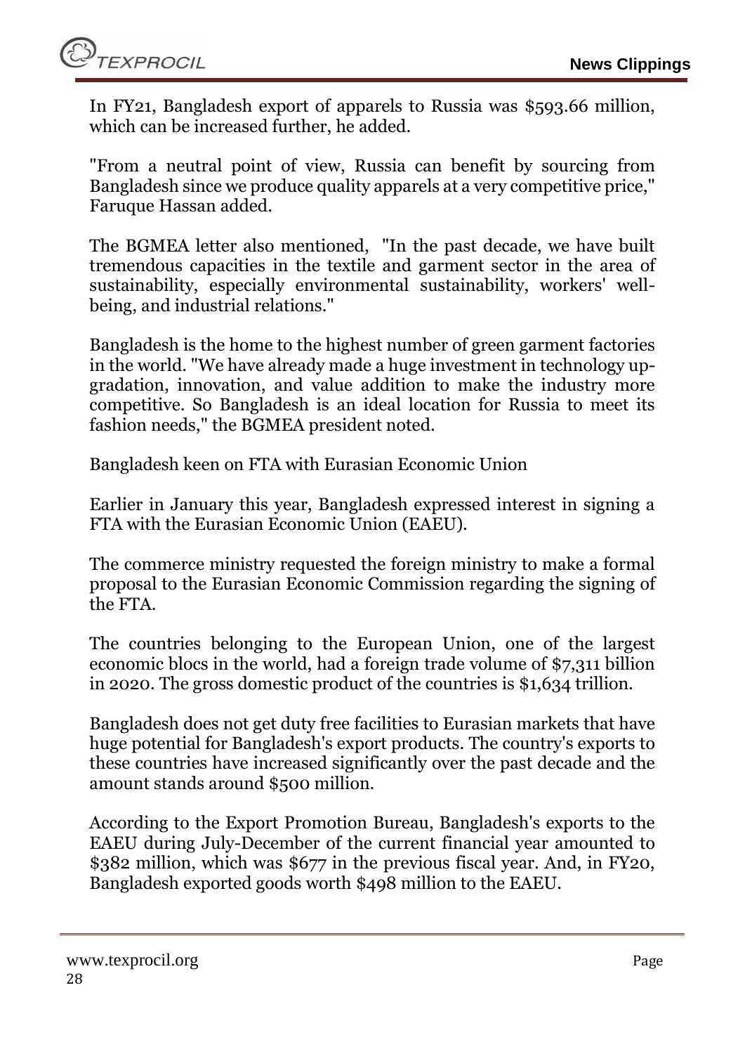In FY21, Bangladesh export of apparels to Russia was $593.66 million, which can be increased further, he added.

"From a neutral point of view, Russia can benefit by sourcing from Bangladesh since we produce quality apparels at a very competitive price," Faruque Hassan added.

The BGMEA letter also mentioned, "In the past decade, we have built tremendous capacities in the textile and garment sector in the area of sustainability, especially environmental sustainability, workers' well-being, and industrial relations."

Bangladesh is the home to the highest number of green garment factories in the world. "We have already made a huge investment in technology up-gradation, innovation, and value addition to make the industry more competitive. So Bangladesh is an ideal location for Russia to meet its fashion needs," the BGMEA president noted.

Bangladesh keen on FTA with Eurasian Economic Union

Earlier in January this year, Bangladesh expressed interest in signing a FTA with the Eurasian Economic Union (EAEU).

The commerce ministry requested the foreign ministry to make a formal proposal to the Eurasian Economic Commission regarding the signing of the FTA.

The countries belonging to the European Union, one of the largest economic blocs in the world, had a foreign trade volume of $7,311 billion in 2020. The gross domestic product of the countries is $1,634 trillion.

Bangladesh does not get duty free facilities to Eurasian markets that have huge potential for Bangladesh's export products. The country's exports to these countries have increased significantly over the past decade and the amount stands around $500 million.

According to the Export Promotion Bureau, Bangladesh's exports to the EAEU during July-December of the current financial year amounted to $382 million, which was $677 in the previous fiscal year. And, in FY20, Bangladesh exported goods worth $498 million to the EAEU.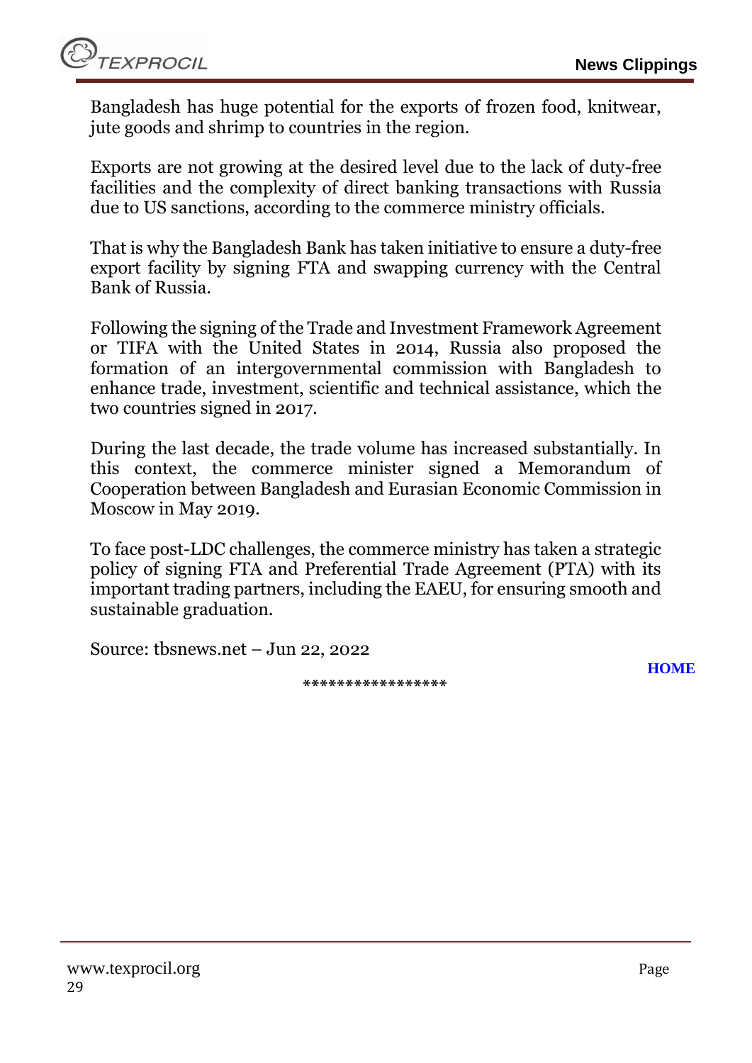Bangladesh has huge potential for the exports of frozen food, knitwear, jute goods and shrimp to countries in the region.

Exports are not growing at the desired level due to the lack of duty-free facilities and the complexity of direct banking transactions with Russia due to US sanctions, according to the commerce ministry officials.

That is why the Bangladesh Bank has taken initiative to ensure a duty-free export facility by signing FTA and swapping currency with the Central Bank of Russia.

Following the signing of the Trade and Investment Framework Agreement or TIFA with the United States in 2014, Russia also proposed the formation of an intergovernmental commission with Bangladesh to enhance trade, investment, scientific and technical assistance, which the two countries signed in 2017.

During the last decade, the trade volume has increased substantially. In this context, the commerce minister signed a Memorandum of Cooperation between Bangladesh and Eurasian Economic Commission in Moscow in May 2019.

To face post-LDC challenges, the commerce ministry has taken a strategic policy of signing FTA and Preferential Trade Agreement (PTA) with its important trading partners, including the EAEU, for ensuring smooth and sustainable graduation.

Source: tbsnews.net – Jun 22, 2022

HOME

*****************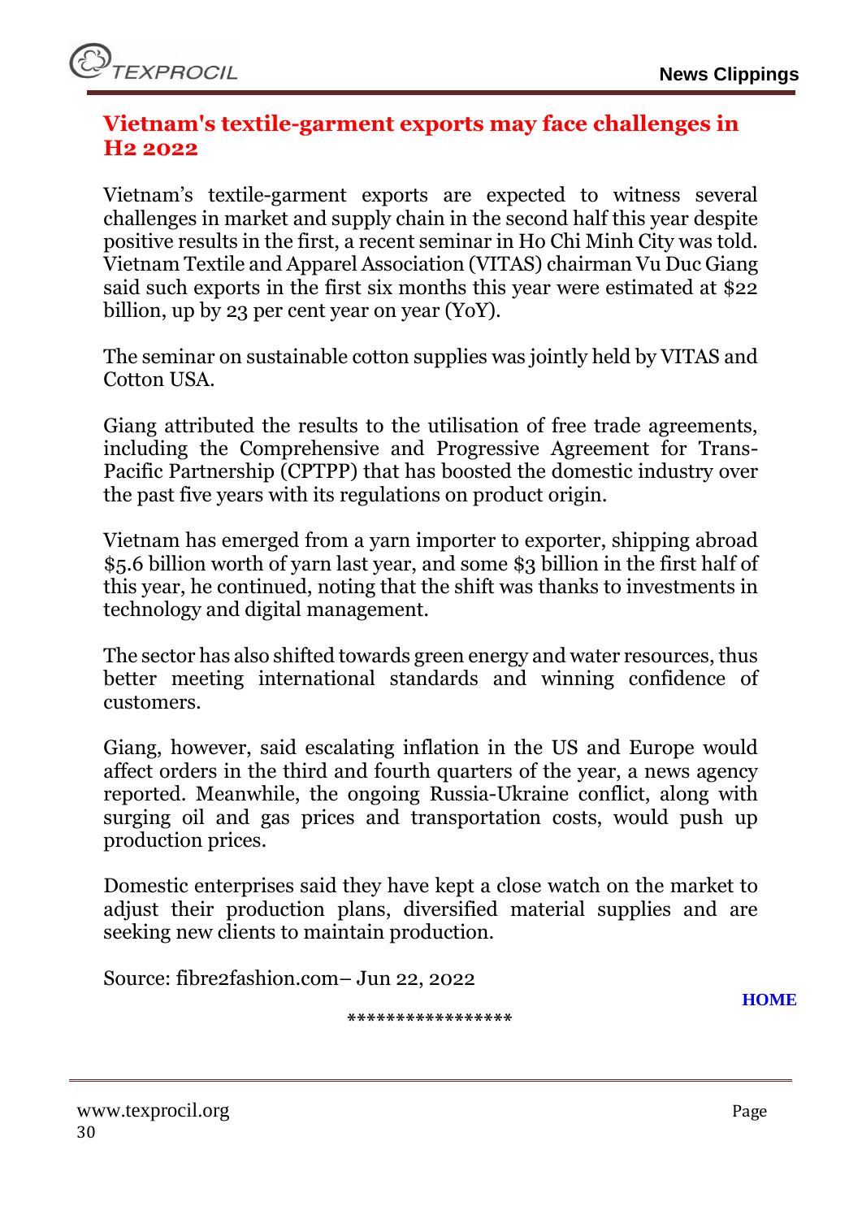## Vietnam's textile-garment exports may face challenges in H2 2022

Vietnam's textile-garment exports are expected to witness several challenges in market and supply chain in the second half this year despite positive results in the first, a recent seminar in Ho Chi Minh City was told. Vietnam Textile and Apparel Association (VITAS) chairman Vu Duc Giang said such exports in the first six months this year were estimated at $22 billion, up by 23 per cent year on year (YoY).

The seminar on sustainable cotton supplies was jointly held by VITAS and Cotton USA.

Giang attributed the results to the utilisation of free trade agreements, including the Comprehensive and Progressive Agreement for Trans-Pacific Partnership (CPTPP) that has boosted the domestic industry over the past five years with its regulations on product origin.

Vietnam has emerged from a yarn importer to exporter, shipping abroad $5.6 billion worth of yarn last year, and some $3 billion in the first half of this year, he continued, noting that the shift was thanks to investments in technology and digital management.

The sector has also shifted towards green energy and water resources, thus better meeting international standards and winning confidence of customers.

Giang, however, said escalating inflation in the US and Europe would affect orders in the third and fourth quarters of the year, a news agency reported. Meanwhile, the ongoing Russia-Ukraine conflict, along with surging oil and gas prices and transportation costs, would push up production prices.

Domestic enterprises said they have kept a close watch on the market to adjust their production plans, diversified material supplies and are seeking new clients to maintain production.

Source: fibre2fashion.com– Jun 22, 2022

HOME

*****************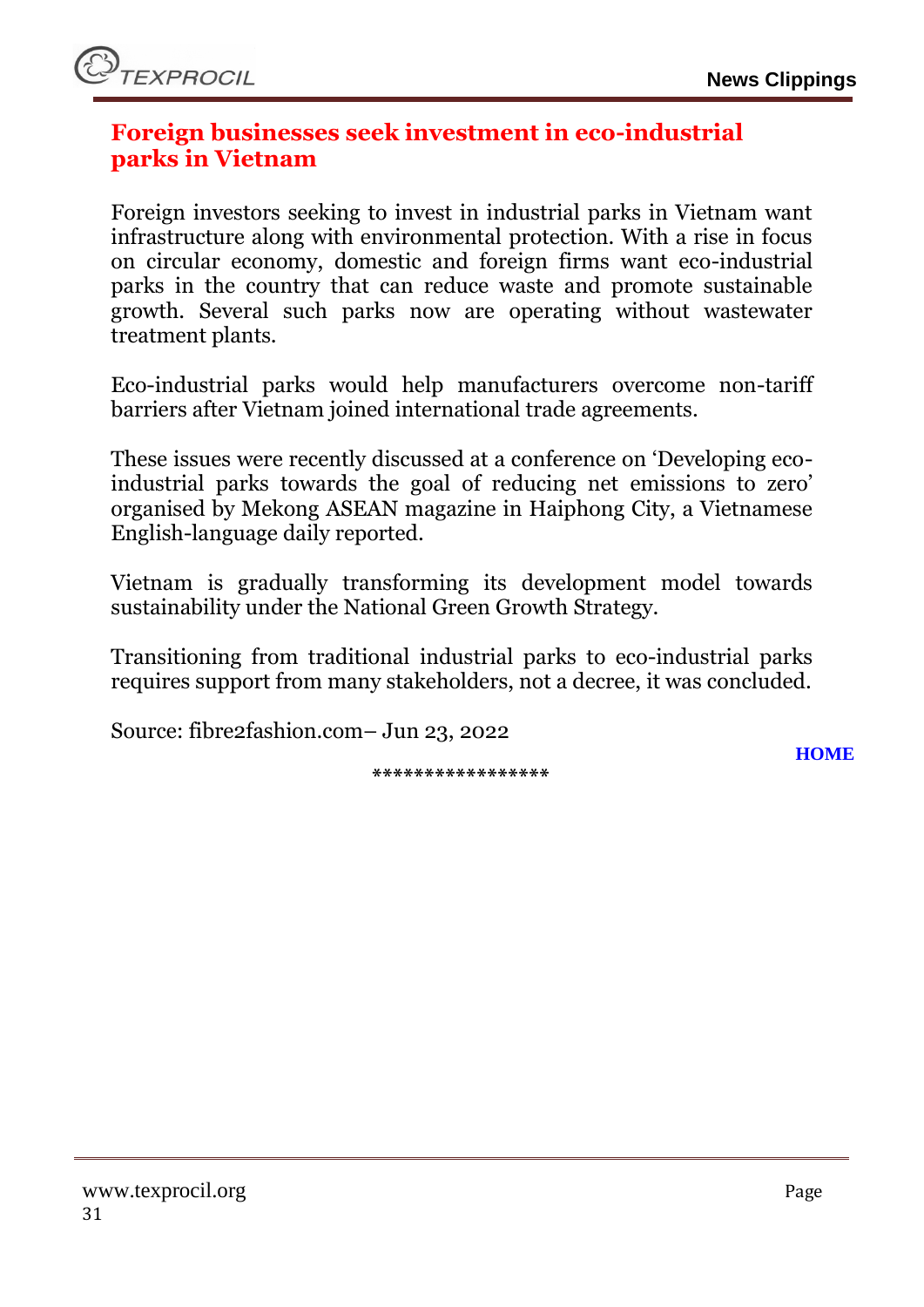# Foreign businesses seek investment in eco-industrial parks in Vietnam

Foreign investors seeking to invest in industrial parks in Vietnam want infrastructure along with environmental protection. With a rise in focus on circular economy, domestic and foreign firms want eco-industrial parks in the country that can reduce waste and promote sustainable growth. Several such parks now are operating without wastewater treatment plants.

Eco-industrial parks would help manufacturers overcome non-tariff barriers after Vietnam joined international trade agreements.

These issues were recently discussed at a conference on 'Developing eco-industrial parks towards the goal of reducing net emissions to zero' organised by Mekong ASEAN magazine in Haiphong City, a Vietnamese English-language daily reported.

Vietnam is gradually transforming its development model towards sustainability under the National Green Growth Strategy.

Transitioning from traditional industrial parks to eco-industrial parks requires support from many stakeholders, not a decree, it was concluded.

Source: fibre2fashion.com– Jun 23, 2022

HOME

*****************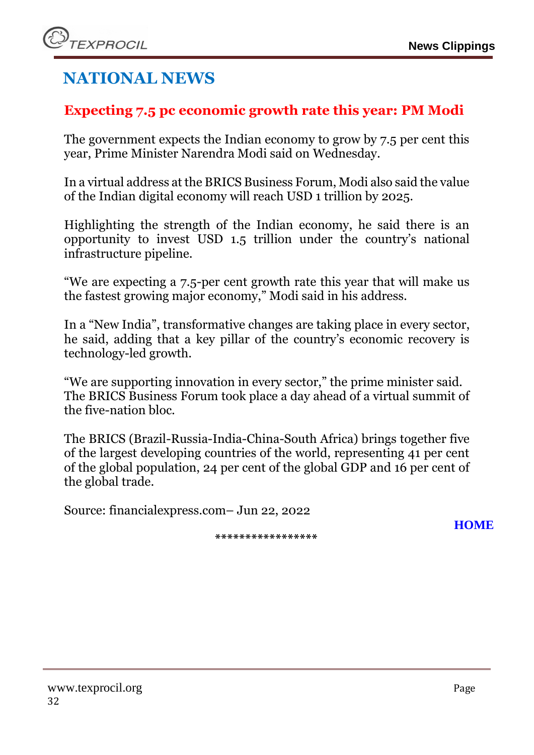# NATIONAL NEWS

## Expecting 7.5 pc economic growth rate this year: PM Modi

The government expects the Indian economy to grow by 7.5 per cent this year, Prime Minister Narendra Modi said on Wednesday.

In a virtual address at the BRICS Business Forum, Modi also said the value of the Indian digital economy will reach USD 1 trillion by 2025.

Highlighting the strength of the Indian economy, he said there is an opportunity to invest USD 1.5 trillion under the country's national infrastructure pipeline.

"We are expecting a 7.5-per cent growth rate this year that will make us the fastest growing major economy," Modi said in his address.

In a "New India", transformative changes are taking place in every sector, he said, adding that a key pillar of the country's economic recovery is technology-led growth.

"We are supporting innovation in every sector," the prime minister said. The BRICS Business Forum took place a day ahead of a virtual summit of the five-nation bloc.

The BRICS (Brazil-Russia-India-China-South Africa) brings together five of the largest developing countries of the world, representing 41 per cent of the global population, 24 per cent of the global GDP and 16 per cent of the global trade.

Source: financialexpress.com– Jun 22, 2022

**HOME**

*****************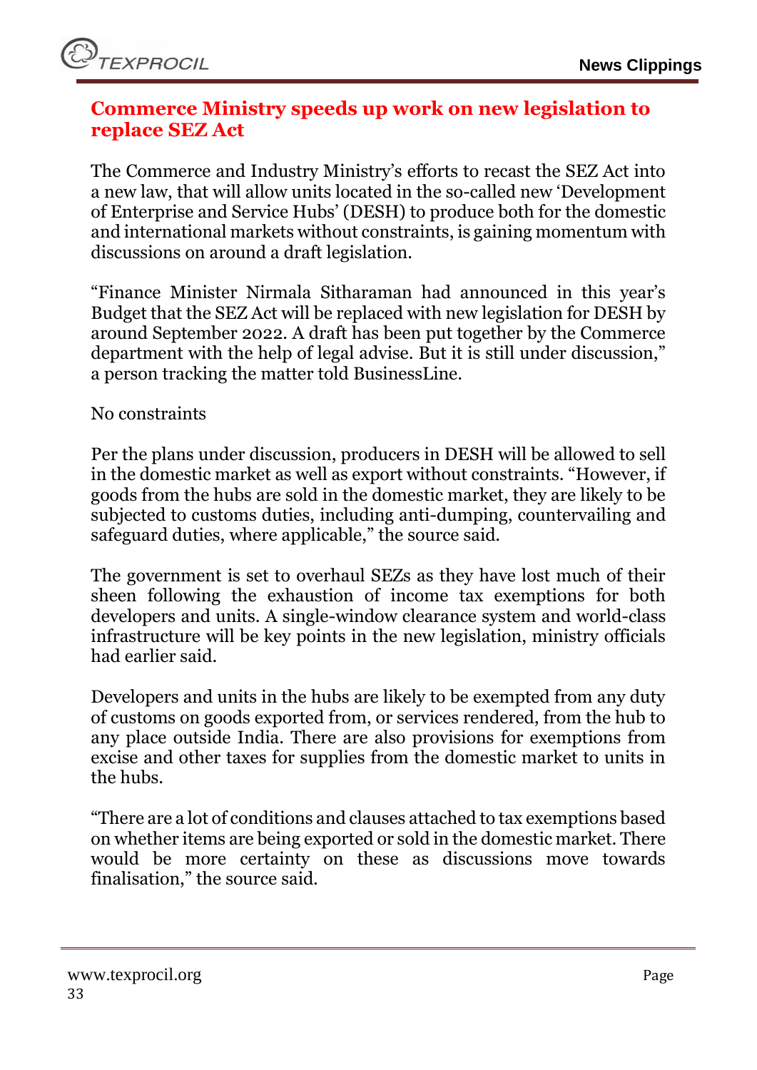## Commerce Ministry speeds up work on new legislation to replace SEZ Act

The Commerce and Industry Ministry's efforts to recast the SEZ Act into a new law, that will allow units located in the so-called new 'Development of Enterprise and Service Hubs' (DESH) to produce both for the domestic and international markets without constraints, is gaining momentum with discussions on around a draft legislation.

"Finance Minister Nirmala Sitharaman had announced in this year's Budget that the SEZ Act will be replaced with new legislation for DESH by around September 2022. A draft has been put together by the Commerce department with the help of legal advise. But it is still under discussion," a person tracking the matter told BusinessLine.

No constraints

Per the plans under discussion, producers in DESH will be allowed to sell in the domestic market as well as export without constraints. "However, if goods from the hubs are sold in the domestic market, they are likely to be subjected to customs duties, including anti-dumping, countervailing and safeguard duties, where applicable," the source said.

The government is set to overhaul SEZs as they have lost much of their sheen following the exhaustion of income tax exemptions for both developers and units. A single-window clearance system and world-class infrastructure will be key points in the new legislation, ministry officials had earlier said.

Developers and units in the hubs are likely to be exempted from any duty of customs on goods exported from, or services rendered, from the hub to any place outside India. There are also provisions for exemptions from excise and other taxes for supplies from the domestic market to units in the hubs.

"There are a lot of conditions and clauses attached to tax exemptions based on whether items are being exported or sold in the domestic market. There would be more certainty on these as discussions move towards finalisation," the source said.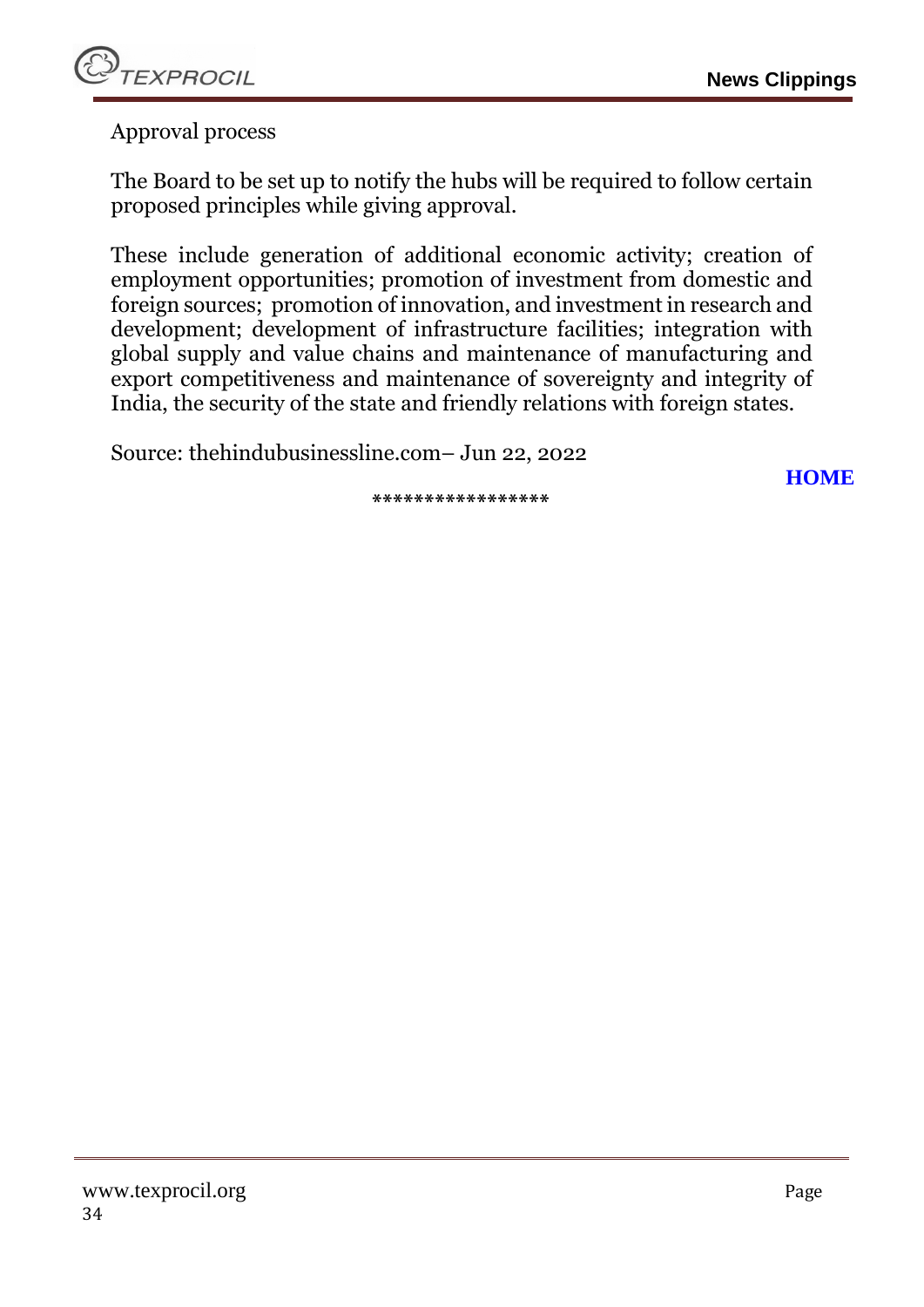Approval process

The Board to be set up to notify the hubs will be required to follow certain proposed principles while giving approval.

These include generation of additional economic activity; creation of employment opportunities; promotion of investment from domestic and foreign sources; promotion of innovation, and investment in research and development; development of infrastructure facilities; integration with global supply and value chains and maintenance of manufacturing and export competitiveness and maintenance of sovereignty and integrity of India, the security of the state and friendly relations with foreign states.

Source: thehindubusinessline.com– Jun 22, 2022

**HOME**

\*\*\*\*\*\*\*\*\*\*\*\*\*\*\*\*\*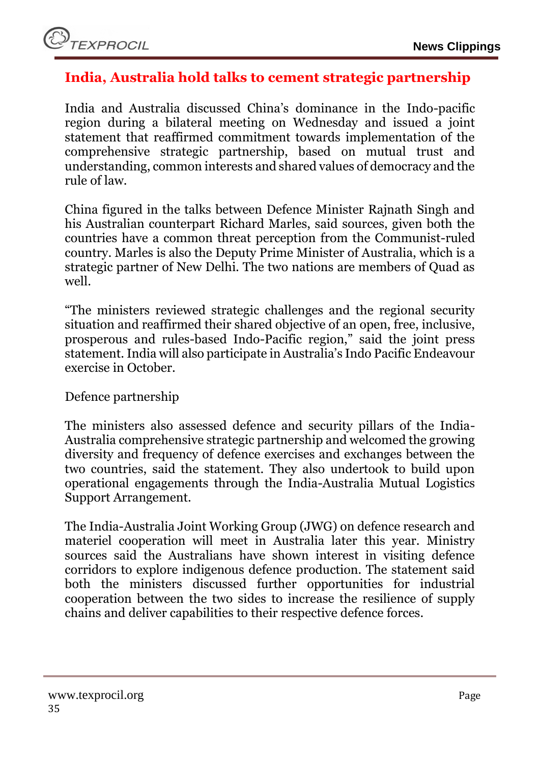## India, Australia hold talks to cement strategic partnership

India and Australia discussed China's dominance in the Indo-pacific region during a bilateral meeting on Wednesday and issued a joint statement that reaffirmed commitment towards implementation of the comprehensive strategic partnership, based on mutual trust and understanding, common interests and shared values of democracy and the rule of law.

China figured in the talks between Defence Minister Rajnath Singh and his Australian counterpart Richard Marles, said sources, given both the countries have a common threat perception from the Communist-ruled country. Marles is also the Deputy Prime Minister of Australia, which is a strategic partner of New Delhi. The two nations are members of Quad as well.

"The ministers reviewed strategic challenges and the regional security situation and reaffirmed their shared objective of an open, free, inclusive, prosperous and rules-based Indo-Pacific region," said the joint press statement. India will also participate in Australia's Indo Pacific Endeavour exercise in October.

Defence partnership

The ministers also assessed defence and security pillars of the India-Australia comprehensive strategic partnership and welcomed the growing diversity and frequency of defence exercises and exchanges between the two countries, said the statement. They also undertook to build upon operational engagements through the India-Australia Mutual Logistics Support Arrangement.

The India-Australia Joint Working Group (JWG) on defence research and materiel cooperation will meet in Australia later this year. Ministry sources said the Australians have shown interest in visiting defence corridors to explore indigenous defence production. The statement said both the ministers discussed further opportunities for industrial cooperation between the two sides to increase the resilience of supply chains and deliver capabilities to their respective defence forces.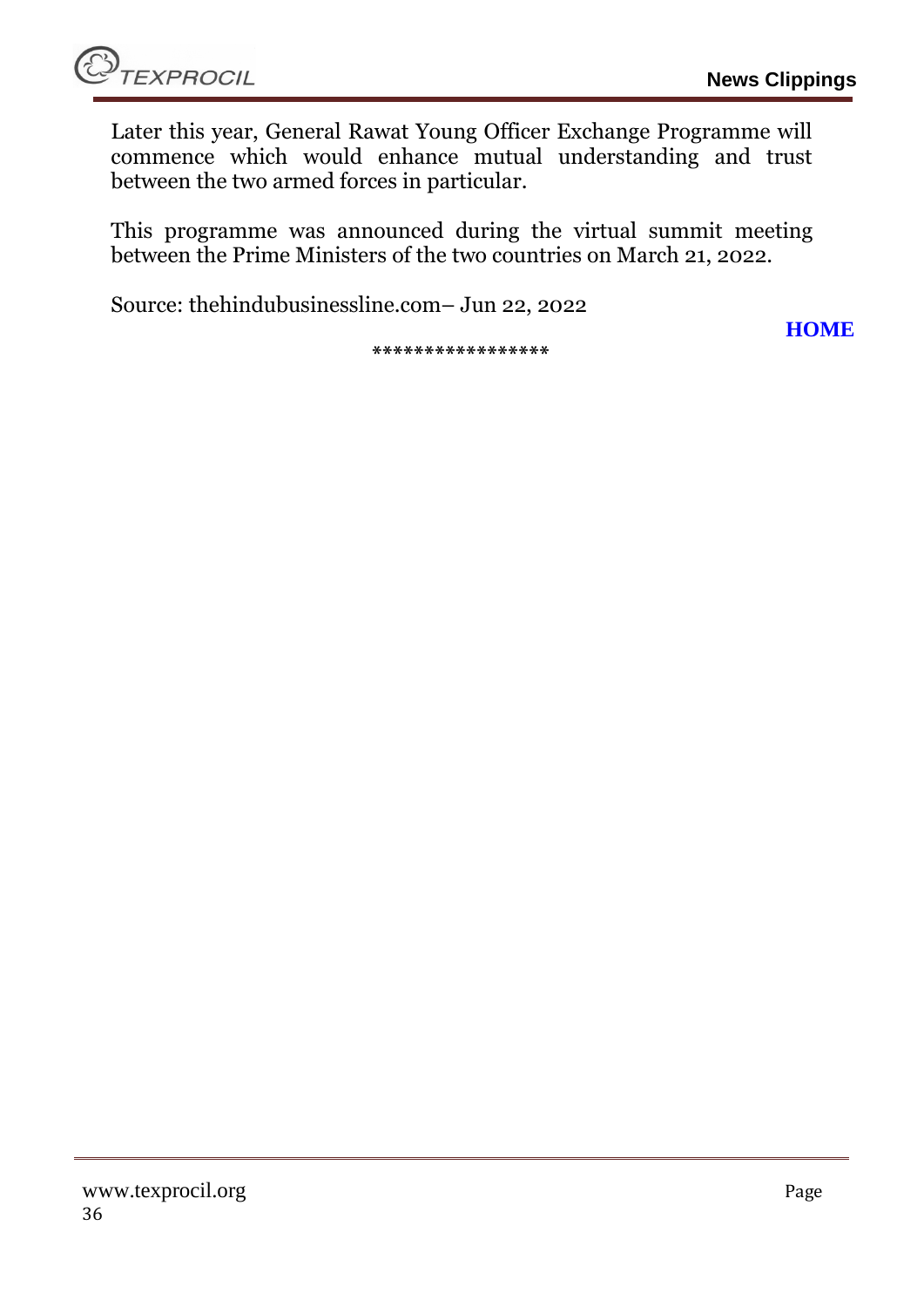Later this year, General Rawat Young Officer Exchange Programme will commence which would enhance mutual understanding and trust between the two armed forces in particular.

This programme was announced during the virtual summit meeting between the Prime Ministers of the two countries on March 21, 2022.

Source: thehindubusinessline.com– Jun 22, 2022

**HOME**

*****************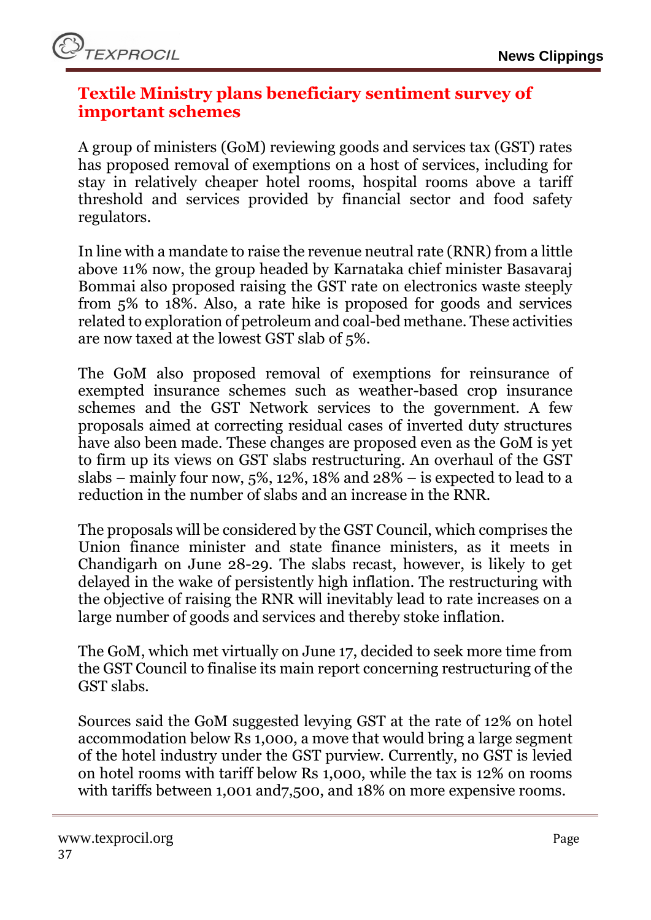## Textile Ministry plans beneficiary sentiment survey of important schemes

A group of ministers (GoM) reviewing goods and services tax (GST) rates has proposed removal of exemptions on a host of services, including for stay in relatively cheaper hotel rooms, hospital rooms above a tariff threshold and services provided by financial sector and food safety regulators.

In line with a mandate to raise the revenue neutral rate (RNR) from a little above 11% now, the group headed by Karnataka chief minister Basavaraj Bommai also proposed raising the GST rate on electronics waste steeply from 5% to 18%. Also, a rate hike is proposed for goods and services related to exploration of petroleum and coal-bed methane. These activities are now taxed at the lowest GST slab of 5%.

The GoM also proposed removal of exemptions for reinsurance of exempted insurance schemes such as weather-based crop insurance schemes and the GST Network services to the government. A few proposals aimed at correcting residual cases of inverted duty structures have also been made. These changes are proposed even as the GoM is yet to firm up its views on GST slabs restructuring. An overhaul of the GST slabs – mainly four now, 5%, 12%, 18% and 28% – is expected to lead to a reduction in the number of slabs and an increase in the RNR.

The proposals will be considered by the GST Council, which comprises the Union finance minister and state finance ministers, as it meets in Chandigarh on June 28-29. The slabs recast, however, is likely to get delayed in the wake of persistently high inflation. The restructuring with the objective of raising the RNR will inevitably lead to rate increases on a large number of goods and services and thereby stoke inflation.

The GoM, which met virtually on June 17, decided to seek more time from the GST Council to finalise its main report concerning restructuring of the GST slabs.

Sources said the GoM suggested levying GST at the rate of 12% on hotel accommodation below Rs 1,000, a move that would bring a large segment of the hotel industry under the GST purview. Currently, no GST is levied on hotel rooms with tariff below Rs 1,000, while the tax is 12% on rooms with tariffs between 1,001 and7,500, and 18% on more expensive rooms.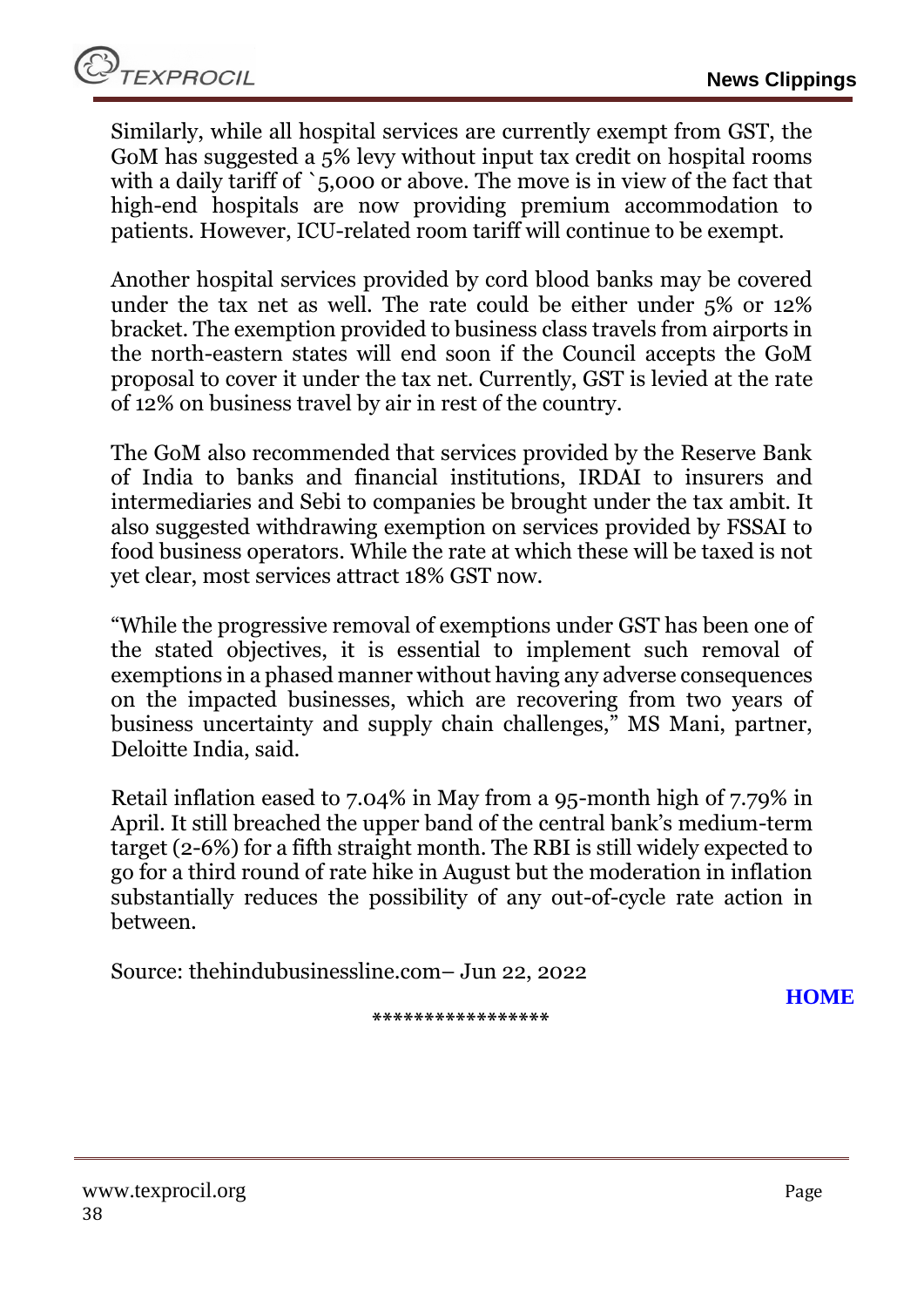Similarly, while all hospital services are currently exempt from GST, the GoM has suggested a 5% levy without input tax credit on hospital rooms with a daily tariff of `5,000 or above. The move is in view of the fact that high-end hospitals are now providing premium accommodation to patients. However, ICU-related room tariff will continue to be exempt.

Another hospital services provided by cord blood banks may be covered under the tax net as well. The rate could be either under 5% or 12% bracket. The exemption provided to business class travels from airports in the north-eastern states will end soon if the Council accepts the GoM proposal to cover it under the tax net. Currently, GST is levied at the rate of 12% on business travel by air in rest of the country.

The GoM also recommended that services provided by the Reserve Bank of India to banks and financial institutions, IRDAI to insurers and intermediaries and Sebi to companies be brought under the tax ambit. It also suggested withdrawing exemption on services provided by FSSAI to food business operators. While the rate at which these will be taxed is not yet clear, most services attract 18% GST now.

"While the progressive removal of exemptions under GST has been one of the stated objectives, it is essential to implement such removal of exemptions in a phased manner without having any adverse consequences on the impacted businesses, which are recovering from two years of business uncertainty and supply chain challenges," MS Mani, partner, Deloitte India, said.

Retail inflation eased to 7.04% in May from a 95-month high of 7.79% in April. It still breached the upper band of the central bank's medium-term target (2-6%) for a fifth straight month. The RBI is still widely expected to go for a third round of rate hike in August but the moderation in inflation substantially reduces the possibility of any out-of-cycle rate action in between.

Source: thehindubusinessline.com– Jun 22, 2022

**HOME**

*****************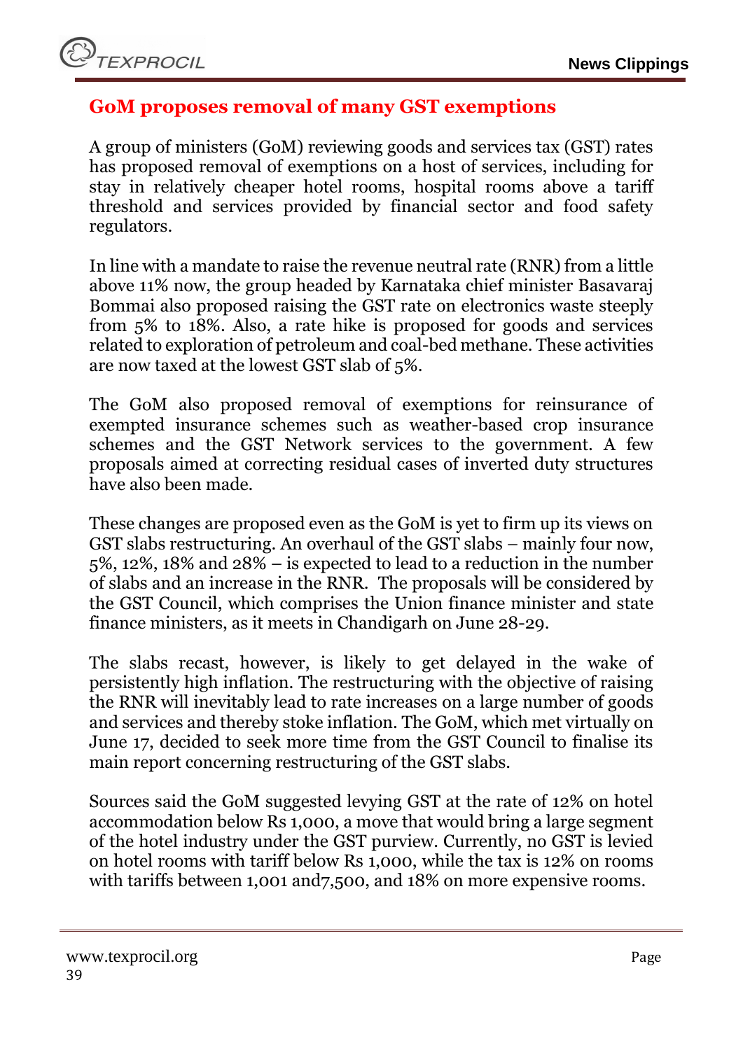## GoM proposes removal of many GST exemptions

A group of ministers (GoM) reviewing goods and services tax (GST) rates has proposed removal of exemptions on a host of services, including for stay in relatively cheaper hotel rooms, hospital rooms above a tariff threshold and services provided by financial sector and food safety regulators.

In line with a mandate to raise the revenue neutral rate (RNR) from a little above 11% now, the group headed by Karnataka chief minister Basavaraj Bommai also proposed raising the GST rate on electronics waste steeply from 5% to 18%. Also, a rate hike is proposed for goods and services related to exploration of petroleum and coal-bed methane. These activities are now taxed at the lowest GST slab of 5%.

The GoM also proposed removal of exemptions for reinsurance of exempted insurance schemes such as weather-based crop insurance schemes and the GST Network services to the government. A few proposals aimed at correcting residual cases of inverted duty structures have also been made.

These changes are proposed even as the GoM is yet to firm up its views on GST slabs restructuring. An overhaul of the GST slabs – mainly four now, 5%, 12%, 18% and 28% – is expected to lead to a reduction in the number of slabs and an increase in the RNR. The proposals will be considered by the GST Council, which comprises the Union finance minister and state finance ministers, as it meets in Chandigarh on June 28-29.

The slabs recast, however, is likely to get delayed in the wake of persistently high inflation. The restructuring with the objective of raising the RNR will inevitably lead to rate increases on a large number of goods and services and thereby stoke inflation. The GoM, which met virtually on June 17, decided to seek more time from the GST Council to finalise its main report concerning restructuring of the GST slabs.

Sources said the GoM suggested levying GST at the rate of 12% on hotel accommodation below Rs 1,000, a move that would bring a large segment of the hotel industry under the GST purview. Currently, no GST is levied on hotel rooms with tariff below Rs 1,000, while the tax is 12% on rooms with tariffs between 1,001 and7,500, and 18% on more expensive rooms.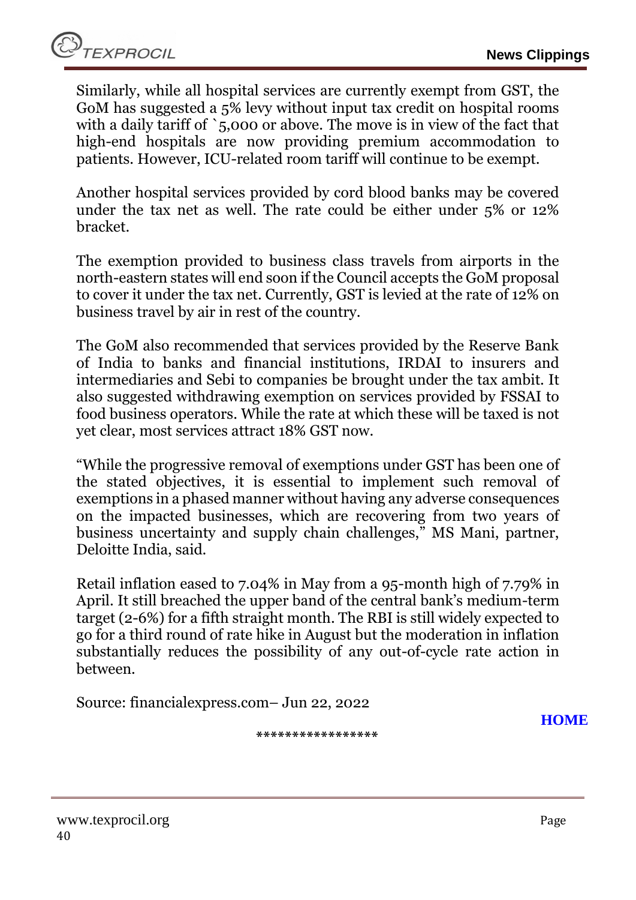Similarly, while all hospital services are currently exempt from GST, the GoM has suggested a 5% levy without input tax credit on hospital rooms with a daily tariff of `5,000 or above. The move is in view of the fact that high-end hospitals are now providing premium accommodation to patients. However, ICU-related room tariff will continue to be exempt.

Another hospital services provided by cord blood banks may be covered under the tax net as well. The rate could be either under 5% or 12% bracket.

The exemption provided to business class travels from airports in the north-eastern states will end soon if the Council accepts the GoM proposal to cover it under the tax net. Currently, GST is levied at the rate of 12% on business travel by air in rest of the country.

The GoM also recommended that services provided by the Reserve Bank of India to banks and financial institutions, IRDAI to insurers and intermediaries and Sebi to companies be brought under the tax ambit. It also suggested withdrawing exemption on services provided by FSSAI to food business operators. While the rate at which these will be taxed is not yet clear, most services attract 18% GST now.

"While the progressive removal of exemptions under GST has been one of the stated objectives, it is essential to implement such removal of exemptions in a phased manner without having any adverse consequences on the impacted businesses, which are recovering from two years of business uncertainty and supply chain challenges," MS Mani, partner, Deloitte India, said.

Retail inflation eased to 7.04% in May from a 95-month high of 7.79% in April. It still breached the upper band of the central bank's medium-term target (2-6%) for a fifth straight month. The RBI is still widely expected to go for a third round of rate hike in August but the moderation in inflation substantially reduces the possibility of any out-of-cycle rate action in between.

Source: financialexpress.com– Jun 22, 2022

HOME

*****************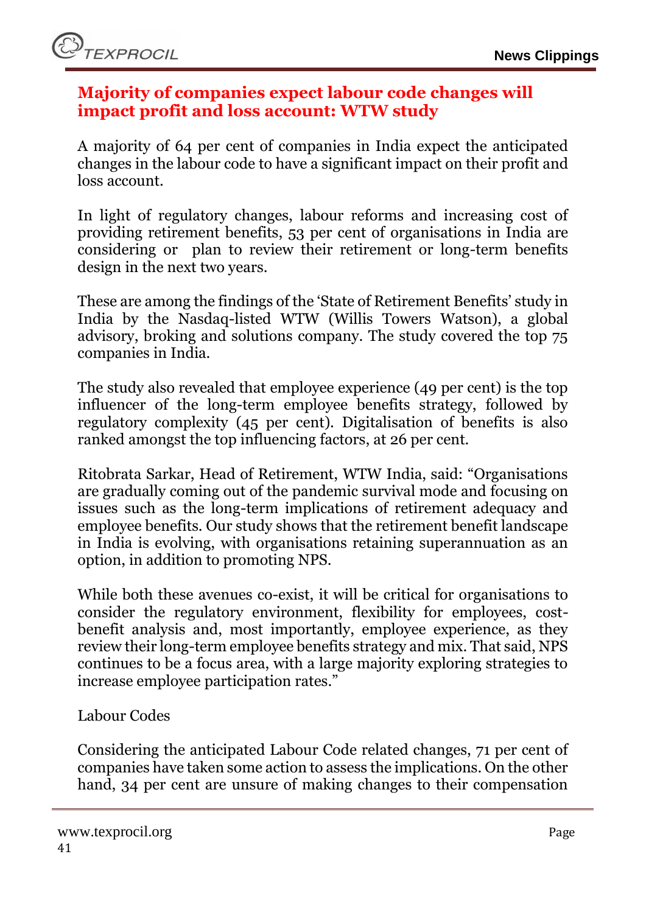## Majority of companies expect labour code changes will impact profit and loss account: WTW study

A majority of 64 per cent of companies in India expect the anticipated changes in the labour code to have a significant impact on their profit and loss account.

In light of regulatory changes, labour reforms and increasing cost of providing retirement benefits, 53 per cent of organisations in India are considering or plan to review their retirement or long-term benefits design in the next two years.

These are among the findings of the 'State of Retirement Benefits' study in India by the Nasdaq-listed WTW (Willis Towers Watson), a global advisory, broking and solutions company. The study covered the top 75 companies in India.

The study also revealed that employee experience (49 per cent) is the top influencer of the long-term employee benefits strategy, followed by regulatory complexity (45 per cent). Digitalisation of benefits is also ranked amongst the top influencing factors, at 26 per cent.

Ritobrata Sarkar, Head of Retirement, WTW India, said: "Organisations are gradually coming out of the pandemic survival mode and focusing on issues such as the long-term implications of retirement adequacy and employee benefits. Our study shows that the retirement benefit landscape in India is evolving, with organisations retaining superannuation as an option, in addition to promoting NPS.

While both these avenues co-exist, it will be critical for organisations to consider the regulatory environment, flexibility for employees, cost-benefit analysis and, most importantly, employee experience, as they review their long-term employee benefits strategy and mix. That said, NPS continues to be a focus area, with a large majority exploring strategies to increase employee participation rates."

Labour Codes

Considering the anticipated Labour Code related changes, 71 per cent of companies have taken some action to assess the implications. On the other hand, 34 per cent are unsure of making changes to their compensation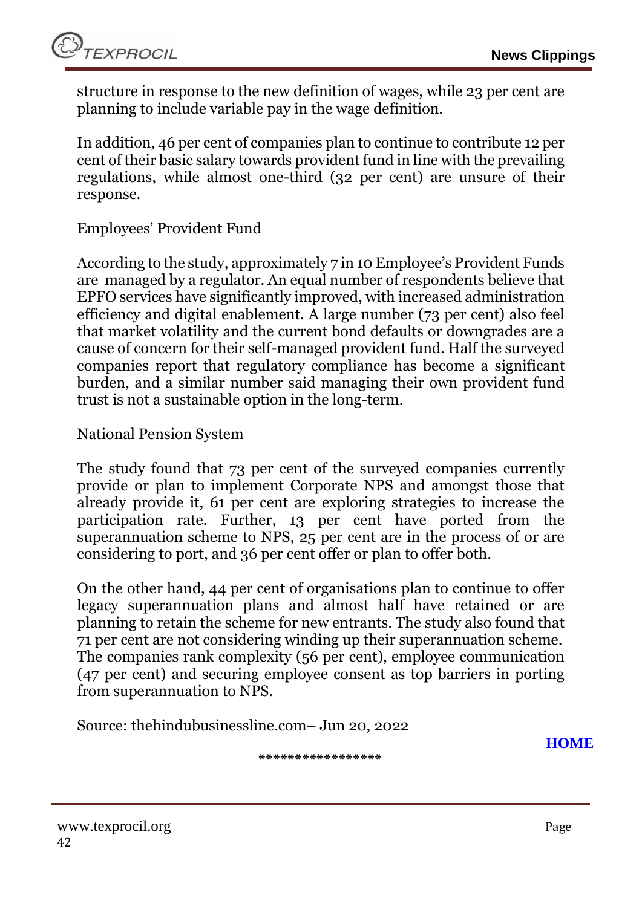structure in response to the new definition of wages, while 23 per cent are planning to include variable pay in the wage definition.

In addition, 46 per cent of companies plan to continue to contribute 12 per cent of their basic salary towards provident fund in line with the prevailing regulations, while almost one-third (32 per cent) are unsure of their response.

Employees' Provident Fund

According to the study, approximately 7 in 10 Employee's Provident Funds are managed by a regulator. An equal number of respondents believe that EPFO services have significantly improved, with increased administration efficiency and digital enablement. A large number (73 per cent) also feel that market volatility and the current bond defaults or downgrades are a cause of concern for their self-managed provident fund. Half the surveyed companies report that regulatory compliance has become a significant burden, and a similar number said managing their own provident fund trust is not a sustainable option in the long-term.

National Pension System

The study found that 73 per cent of the surveyed companies currently provide or plan to implement Corporate NPS and amongst those that already provide it, 61 per cent are exploring strategies to increase the participation rate. Further, 13 per cent have ported from the superannuation scheme to NPS, 25 per cent are in the process of or are considering to port, and 36 per cent offer or plan to offer both.

On the other hand, 44 per cent of organisations plan to continue to offer legacy superannuation plans and almost half have retained or are planning to retain the scheme for new entrants. The study also found that 71 per cent are not considering winding up their superannuation scheme. The companies rank complexity (56 per cent), employee communication (47 per cent) and securing employee consent as top barriers in porting from superannuation to NPS.

Source: thehindubusinessline.com– Jun 20, 2022

**HOME**

*****************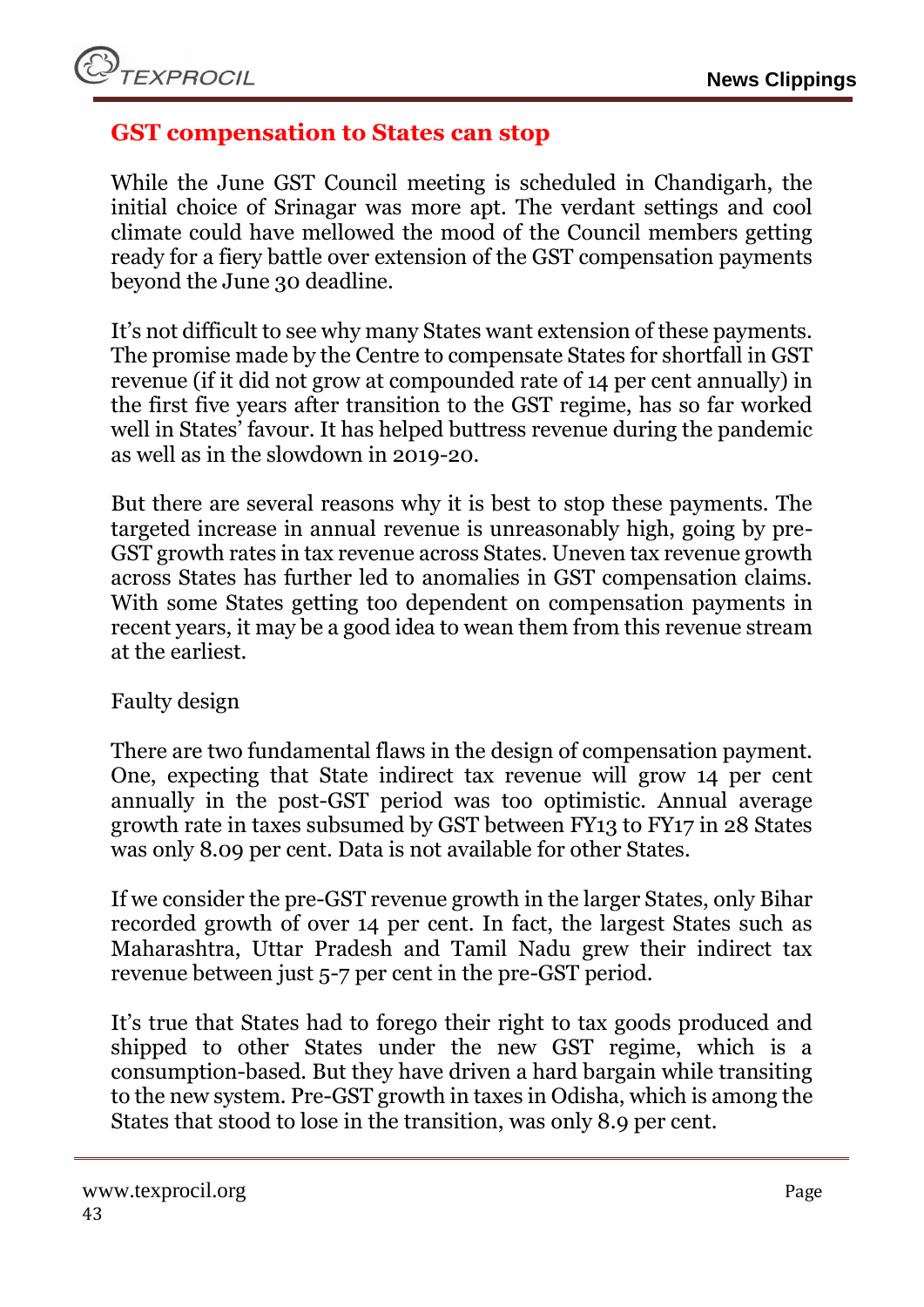## GST compensation to States can stop

While the June GST Council meeting is scheduled in Chandigarh, the initial choice of Srinagar was more apt. The verdant settings and cool climate could have mellowed the mood of the Council members getting ready for a fiery battle over extension of the GST compensation payments beyond the June 30 deadline.

It's not difficult to see why many States want extension of these payments. The promise made by the Centre to compensate States for shortfall in GST revenue (if it did not grow at compounded rate of 14 per cent annually) in the first five years after transition to the GST regime, has so far worked well in States' favour. It has helped buttress revenue during the pandemic as well as in the slowdown in 2019-20.

But there are several reasons why it is best to stop these payments. The targeted increase in annual revenue is unreasonably high, going by pre-GST growth rates in tax revenue across States. Uneven tax revenue growth across States has further led to anomalies in GST compensation claims. With some States getting too dependent on compensation payments in recent years, it may be a good idea to wean them from this revenue stream at the earliest.

Faulty design

There are two fundamental flaws in the design of compensation payment. One, expecting that State indirect tax revenue will grow 14 per cent annually in the post-GST period was too optimistic. Annual average growth rate in taxes subsumed by GST between FY13 to FY17 in 28 States was only 8.09 per cent. Data is not available for other States.

If we consider the pre-GST revenue growth in the larger States, only Bihar recorded growth of over 14 per cent. In fact, the largest States such as Maharashtra, Uttar Pradesh and Tamil Nadu grew their indirect tax revenue between just 5-7 per cent in the pre-GST period.

It's true that States had to forego their right to tax goods produced and shipped to other States under the new GST regime, which is a consumption-based. But they have driven a hard bargain while transiting to the new system. Pre-GST growth in taxes in Odisha, which is among the States that stood to lose in the transition, was only 8.9 per cent.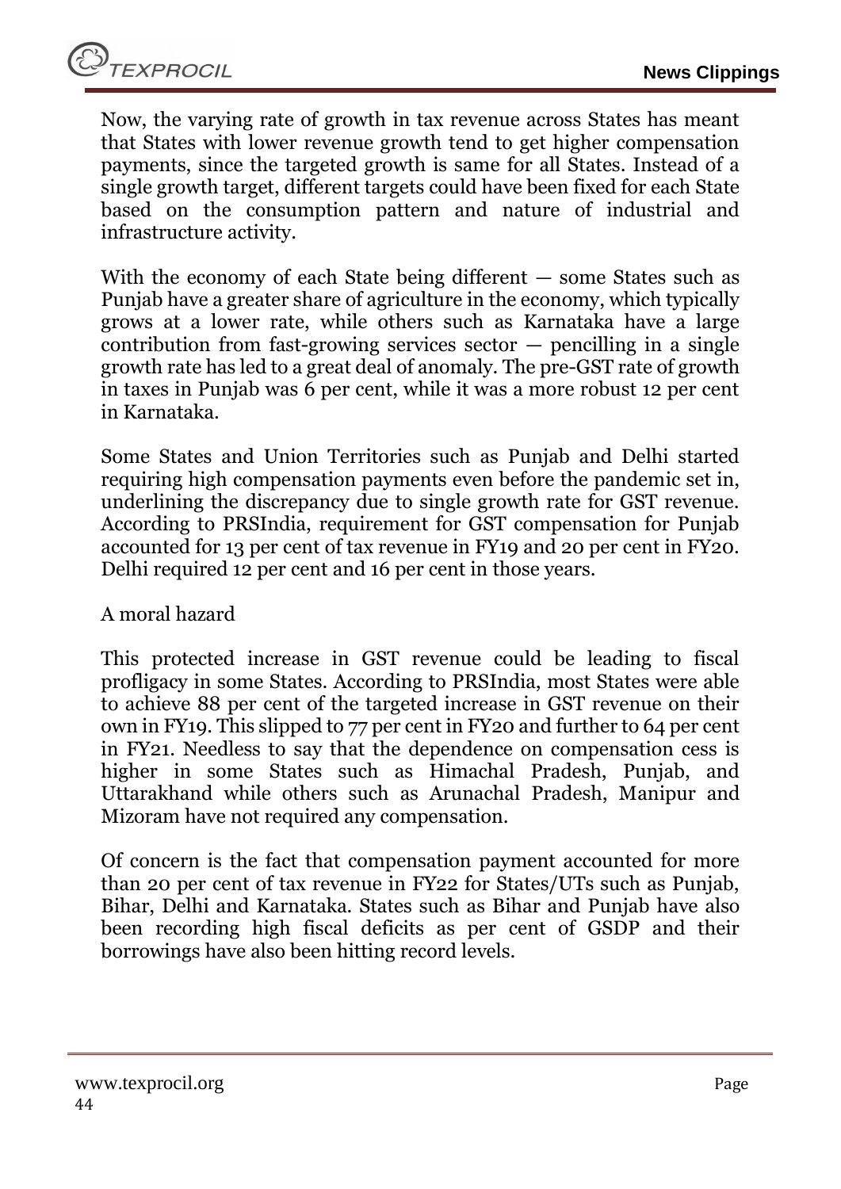Now, the varying rate of growth in tax revenue across States has meant that States with lower revenue growth tend to get higher compensation payments, since the targeted growth is same for all States. Instead of a single growth target, different targets could have been fixed for each State based on the consumption pattern and nature of industrial and infrastructure activity.

With the economy of each State being different — some States such as Punjab have a greater share of agriculture in the economy, which typically grows at a lower rate, while others such as Karnataka have a large contribution from fast-growing services sector — pencilling in a single growth rate has led to a great deal of anomaly. The pre-GST rate of growth in taxes in Punjab was 6 per cent, while it was a more robust 12 per cent in Karnataka.

Some States and Union Territories such as Punjab and Delhi started requiring high compensation payments even before the pandemic set in, underlining the discrepancy due to single growth rate for GST revenue. According to PRSIndia, requirement for GST compensation for Punjab accounted for 13 per cent of tax revenue in FY19 and 20 per cent in FY20. Delhi required 12 per cent and 16 per cent in those years.

### A moral hazard

This protected increase in GST revenue could be leading to fiscal profligacy in some States. According to PRSIndia, most States were able to achieve 88 per cent of the targeted increase in GST revenue on their own in FY19. This slipped to 77 per cent in FY20 and further to 64 per cent in FY21. Needless to say that the dependence on compensation cess is higher in some States such as Himachal Pradesh, Punjab, and Uttarakhand while others such as Arunachal Pradesh, Manipur and Mizoram have not required any compensation.

Of concern is the fact that compensation payment accounted for more than 20 per cent of tax revenue in FY22 for States/UTs such as Punjab, Bihar, Delhi and Karnataka. States such as Bihar and Punjab have also been recording high fiscal deficits as per cent of GSDP and their borrowings have also been hitting record levels.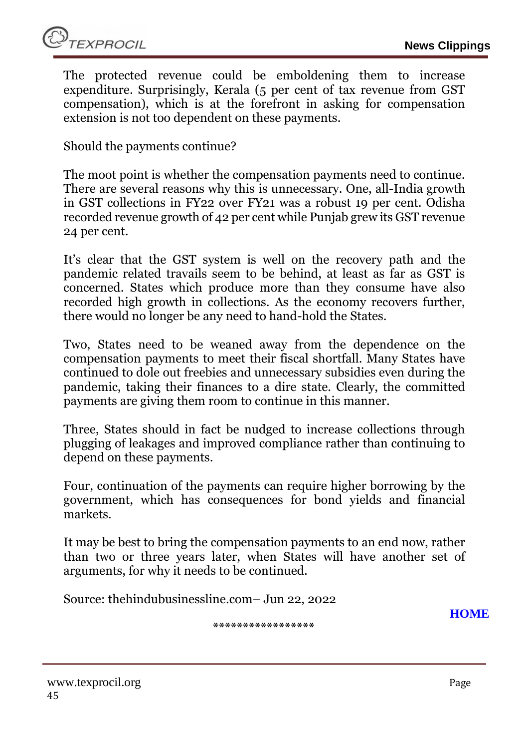The protected revenue could be emboldening them to increase expenditure. Surprisingly, Kerala (5 per cent of tax revenue from GST compensation), which is at the forefront in asking for compensation extension is not too dependent on these payments.

Should the payments continue?

The moot point is whether the compensation payments need to continue. There are several reasons why this is unnecessary. One, all-India growth in GST collections in FY22 over FY21 was a robust 19 per cent. Odisha recorded revenue growth of 42 per cent while Punjab grew its GST revenue 24 per cent.

It's clear that the GST system is well on the recovery path and the pandemic related travails seem to be behind, at least as far as GST is concerned. States which produce more than they consume have also recorded high growth in collections. As the economy recovers further, there would no longer be any need to hand-hold the States.

Two, States need to be weaned away from the dependence on the compensation payments to meet their fiscal shortfall. Many States have continued to dole out freebies and unnecessary subsidies even during the pandemic, taking their finances to a dire state. Clearly, the committed payments are giving them room to continue in this manner.

Three, States should in fact be nudged to increase collections through plugging of leakages and improved compliance rather than continuing to depend on these payments.

Four, continuation of the payments can require higher borrowing by the government, which has consequences for bond yields and financial markets.

It may be best to bring the compensation payments to an end now, rather than two or three years later, when States will have another set of arguments, for why it needs to be continued.

Source: thehindubusinessline.com– Jun 22, 2022

**HOME**

*****************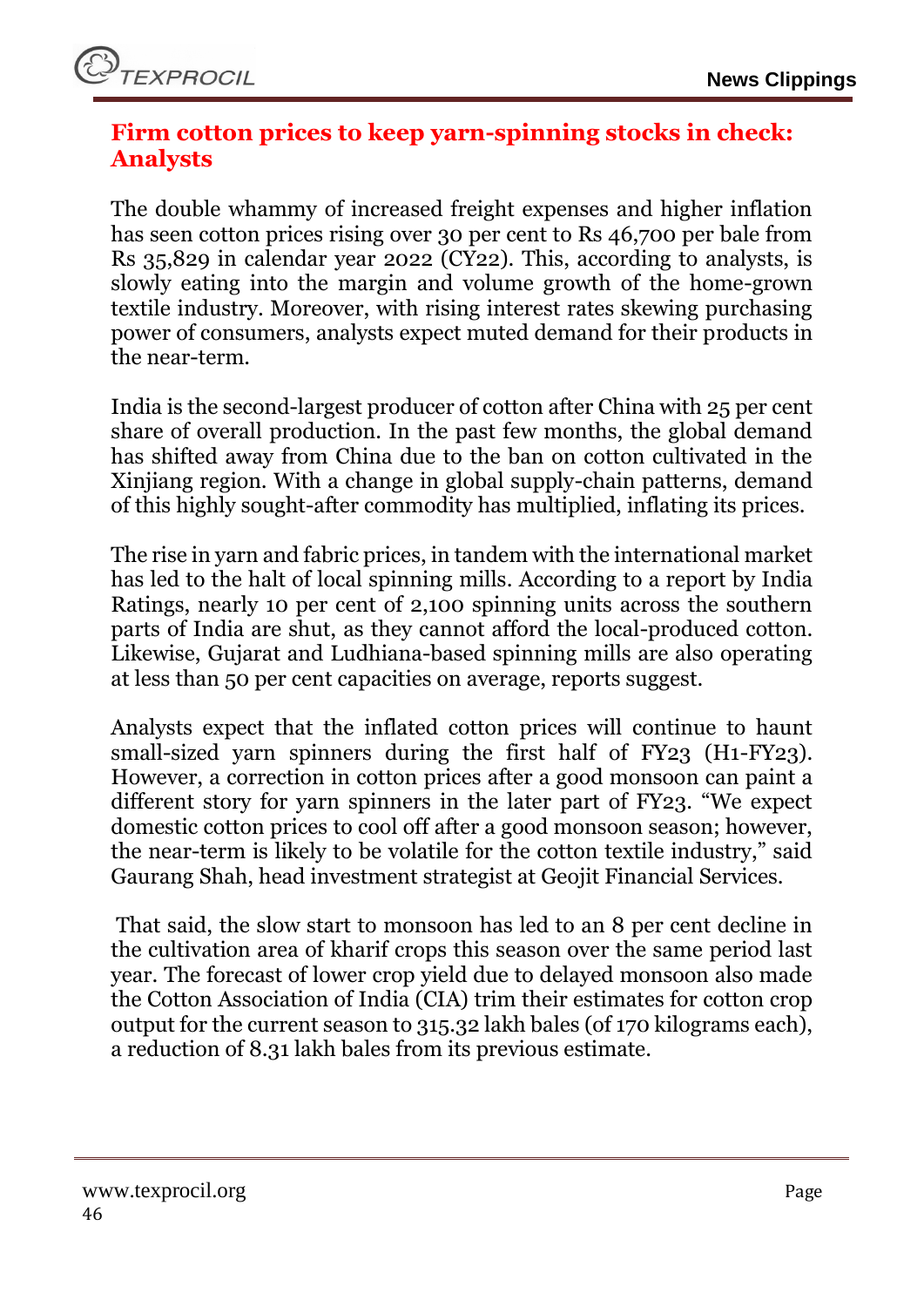## Firm cotton prices to keep yarn-spinning stocks in check: Analysts

The double whammy of increased freight expenses and higher inflation has seen cotton prices rising over 30 per cent to Rs 46,700 per bale from Rs 35,829 in calendar year 2022 (CY22). This, according to analysts, is slowly eating into the margin and volume growth of the home-grown textile industry. Moreover, with rising interest rates skewing purchasing power of consumers, analysts expect muted demand for their products in the near-term.

India is the second-largest producer of cotton after China with 25 per cent share of overall production. In the past few months, the global demand has shifted away from China due to the ban on cotton cultivated in the Xinjiang region. With a change in global supply-chain patterns, demand of this highly sought-after commodity has multiplied, inflating its prices.

The rise in yarn and fabric prices, in tandem with the international market has led to the halt of local spinning mills. According to a report by India Ratings, nearly 10 per cent of 2,100 spinning units across the southern parts of India are shut, as they cannot afford the local-produced cotton. Likewise, Gujarat and Ludhiana-based spinning mills are also operating at less than 50 per cent capacities on average, reports suggest.

Analysts expect that the inflated cotton prices will continue to haunt small-sized yarn spinners during the first half of FY23 (H1-FY23). However, a correction in cotton prices after a good monsoon can paint a different story for yarn spinners in the later part of FY23. "We expect domestic cotton prices to cool off after a good monsoon season; however, the near-term is likely to be volatile for the cotton textile industry," said Gaurang Shah, head investment strategist at Geojit Financial Services.

That said, the slow start to monsoon has led to an 8 per cent decline in the cultivation area of kharif crops this season over the same period last year. The forecast of lower crop yield due to delayed monsoon also made the Cotton Association of India (CIA) trim their estimates for cotton crop output for the current season to 315.32 lakh bales (of 170 kilograms each), a reduction of 8.31 lakh bales from its previous estimate.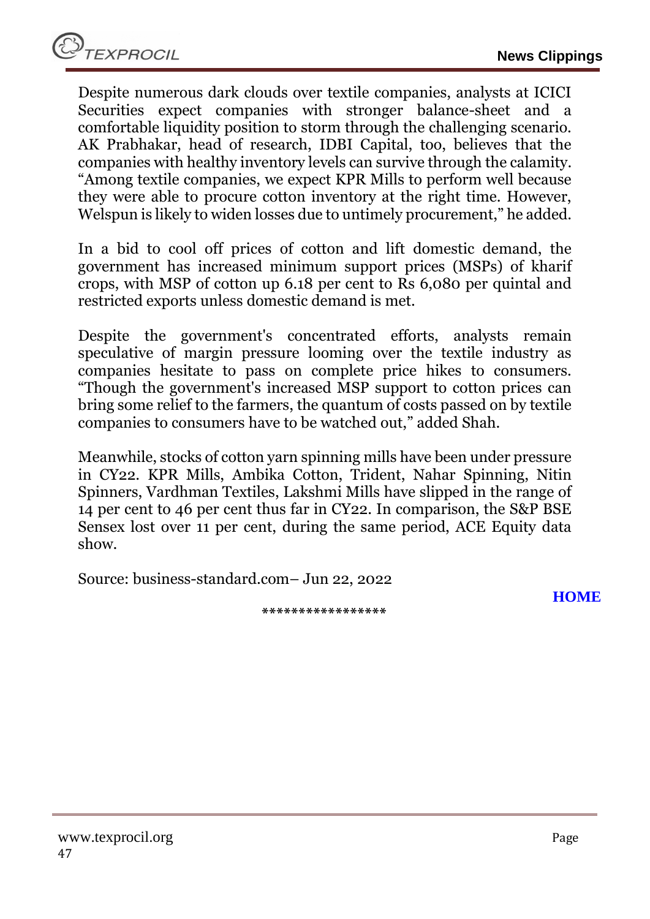Despite numerous dark clouds over textile companies, analysts at ICICI Securities expect companies with stronger balance-sheet and a comfortable liquidity position to storm through the challenging scenario. AK Prabhakar, head of research, IDBI Capital, too, believes that the companies with healthy inventory levels can survive through the calamity. "Among textile companies, we expect KPR Mills to perform well because they were able to procure cotton inventory at the right time. However, Welspun is likely to widen losses due to untimely procurement," he added.

In a bid to cool off prices of cotton and lift domestic demand, the government has increased minimum support prices (MSPs) of kharif crops, with MSP of cotton up 6.18 per cent to Rs 6,080 per quintal and restricted exports unless domestic demand is met.

Despite the government's concentrated efforts, analysts remain speculative of margin pressure looming over the textile industry as companies hesitate to pass on complete price hikes to consumers. "Though the government's increased MSP support to cotton prices can bring some relief to the farmers, the quantum of costs passed on by textile companies to consumers have to be watched out," added Shah.

Meanwhile, stocks of cotton yarn spinning mills have been under pressure in CY22. KPR Mills, Ambika Cotton, Trident, Nahar Spinning, Nitin Spinners, Vardhman Textiles, Lakshmi Mills have slipped in the range of 14 per cent to 46 per cent thus far in CY22. In comparison, the S&P BSE Sensex lost over 11 per cent, during the same period, ACE Equity data show.

Source: business-standard.com– Jun 22, 2022

**HOME**

*****************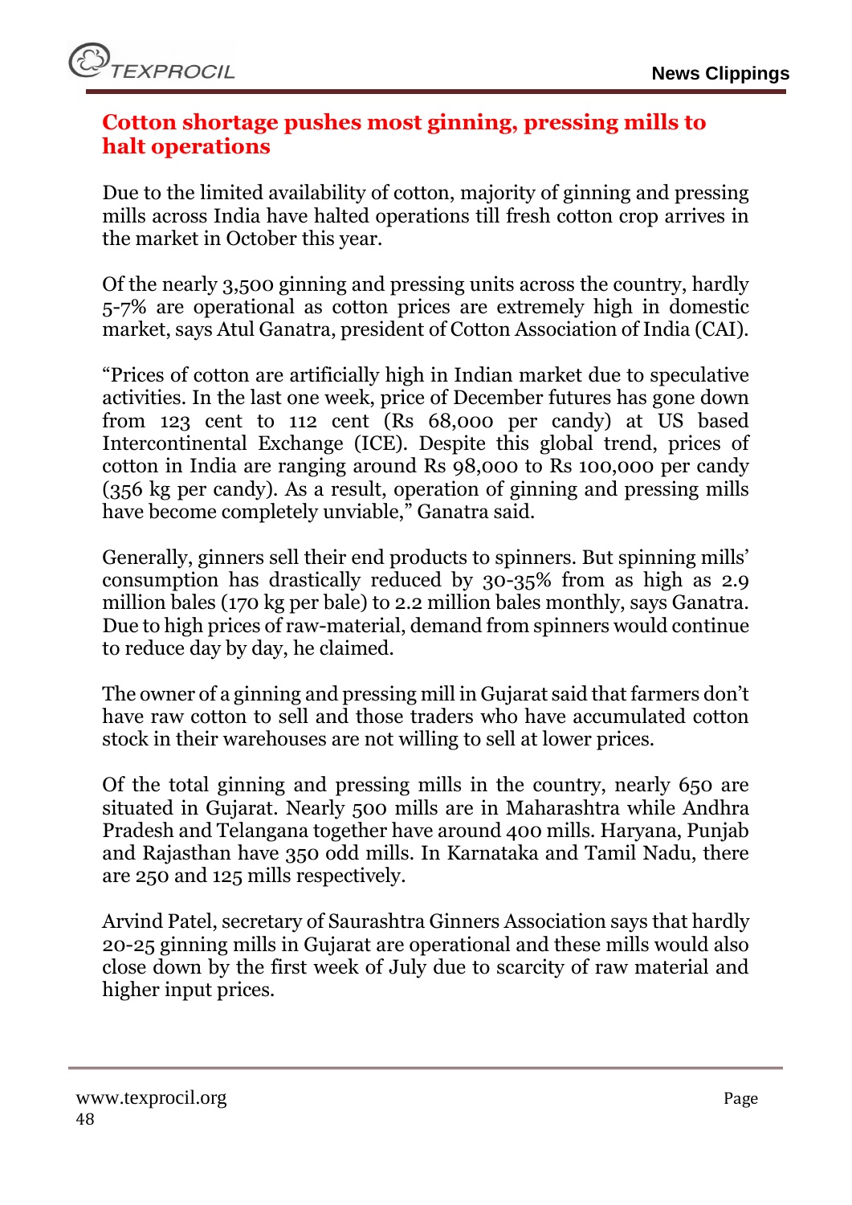## Cotton shortage pushes most ginning, pressing mills to halt operations

Due to the limited availability of cotton, majority of ginning and pressing mills across India have halted operations till fresh cotton crop arrives in the market in October this year.

Of the nearly 3,500 ginning and pressing units across the country, hardly 5-7% are operational as cotton prices are extremely high in domestic market, says Atul Ganatra, president of Cotton Association of India (CAI).

"Prices of cotton are artificially high in Indian market due to speculative activities. In the last one week, price of December futures has gone down from 123 cent to 112 cent (Rs 68,000 per candy) at US based Intercontinental Exchange (ICE). Despite this global trend, prices of cotton in India are ranging around Rs 98,000 to Rs 100,000 per candy (356 kg per candy). As a result, operation of ginning and pressing mills have become completely unviable," Ganatra said.

Generally, ginners sell their end products to spinners. But spinning mills' consumption has drastically reduced by 30-35% from as high as 2.9 million bales (170 kg per bale) to 2.2 million bales monthly, says Ganatra. Due to high prices of raw-material, demand from spinners would continue to reduce day by day, he claimed.

The owner of a ginning and pressing mill in Gujarat said that farmers don't have raw cotton to sell and those traders who have accumulated cotton stock in their warehouses are not willing to sell at lower prices.

Of the total ginning and pressing mills in the country, nearly 650 are situated in Gujarat. Nearly 500 mills are in Maharashtra while Andhra Pradesh and Telangana together have around 400 mills. Haryana, Punjab and Rajasthan have 350 odd mills. In Karnataka and Tamil Nadu, there are 250 and 125 mills respectively.

Arvind Patel, secretary of Saurashtra Ginners Association says that hardly 20-25 ginning mills in Gujarat are operational and these mills would also close down by the first week of July due to scarcity of raw material and higher input prices.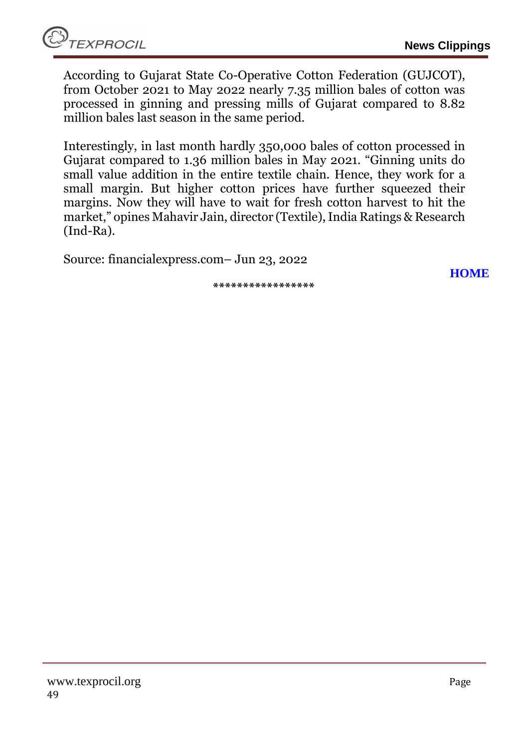According to Gujarat State Co-Operative Cotton Federation (GUJCOT), from October 2021 to May 2022 nearly 7.35 million bales of cotton was processed in ginning and pressing mills of Gujarat compared to 8.82 million bales last season in the same period.

Interestingly, in last month hardly 350,000 bales of cotton processed in Gujarat compared to 1.36 million bales in May 2021. "Ginning units do small value addition in the entire textile chain. Hence, they work for a small margin. But higher cotton prices have further squeezed their margins. Now they will have to wait for fresh cotton harvest to hit the market," opines Mahavir Jain, director (Textile), India Ratings & Research (Ind-Ra).

Source: financialexpress.com– Jun 23, 2022

**HOME**

*****************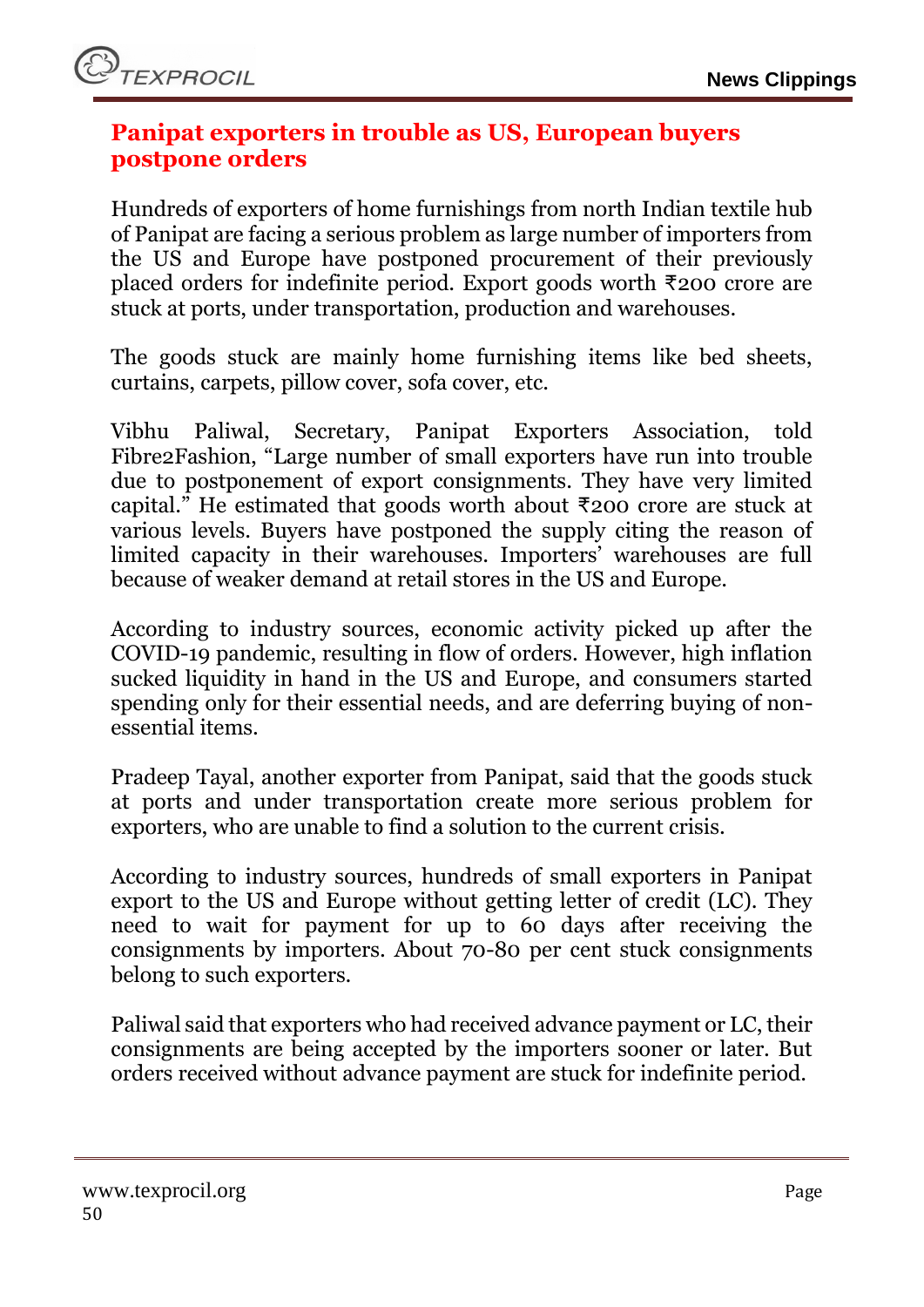## Panipat exporters in trouble as US, European buyers postpone orders

Hundreds of exporters of home furnishings from north Indian textile hub of Panipat are facing a serious problem as large number of importers from the US and Europe have postponed procurement of their previously placed orders for indefinite period. Export goods worth ₹200 crore are stuck at ports, under transportation, production and warehouses.

The goods stuck are mainly home furnishing items like bed sheets, curtains, carpets, pillow cover, sofa cover, etc.

Vibhu Paliwal, Secretary, Panipat Exporters Association, told Fibre2Fashion, "Large number of small exporters have run into trouble due to postponement of export consignments. They have very limited capital." He estimated that goods worth about ₹200 crore are stuck at various levels. Buyers have postponed the supply citing the reason of limited capacity in their warehouses. Importers' warehouses are full because of weaker demand at retail stores in the US and Europe.

According to industry sources, economic activity picked up after the COVID-19 pandemic, resulting in flow of orders. However, high inflation sucked liquidity in hand in the US and Europe, and consumers started spending only for their essential needs, and are deferring buying of non-essential items.

Pradeep Tayal, another exporter from Panipat, said that the goods stuck at ports and under transportation create more serious problem for exporters, who are unable to find a solution to the current crisis.

According to industry sources, hundreds of small exporters in Panipat export to the US and Europe without getting letter of credit (LC). They need to wait for payment for up to 60 days after receiving the consignments by importers. About 70-80 per cent stuck consignments belong to such exporters.

Paliwal said that exporters who had received advance payment or LC, their consignments are being accepted by the importers sooner or later. But orders received without advance payment are stuck for indefinite period.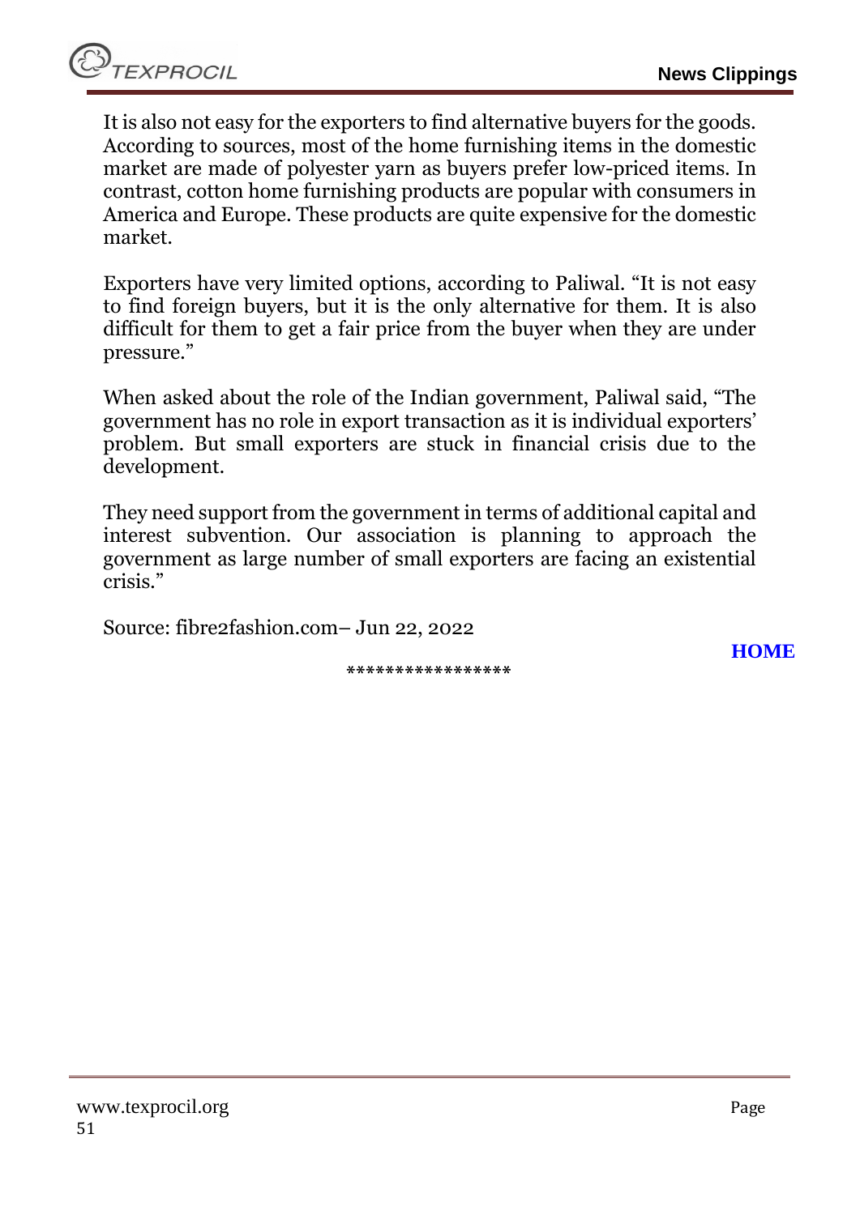It is also not easy for the exporters to find alternative buyers for the goods. According to sources, most of the home furnishing items in the domestic market are made of polyester yarn as buyers prefer low-priced items. In contrast, cotton home furnishing products are popular with consumers in America and Europe. These products are quite expensive for the domestic market.

Exporters have very limited options, according to Paliwal. "It is not easy to find foreign buyers, but it is the only alternative for them. It is also difficult for them to get a fair price from the buyer when they are under pressure."

When asked about the role of the Indian government, Paliwal said, "The government has no role in export transaction as it is individual exporters' problem. But small exporters are stuck in financial crisis due to the development.

They need support from the government in terms of additional capital and interest subvention. Our association is planning to approach the government as large number of small exporters are facing an existential crisis."

Source: fibre2fashion.com– Jun 22, 2022

**HOME**

*****************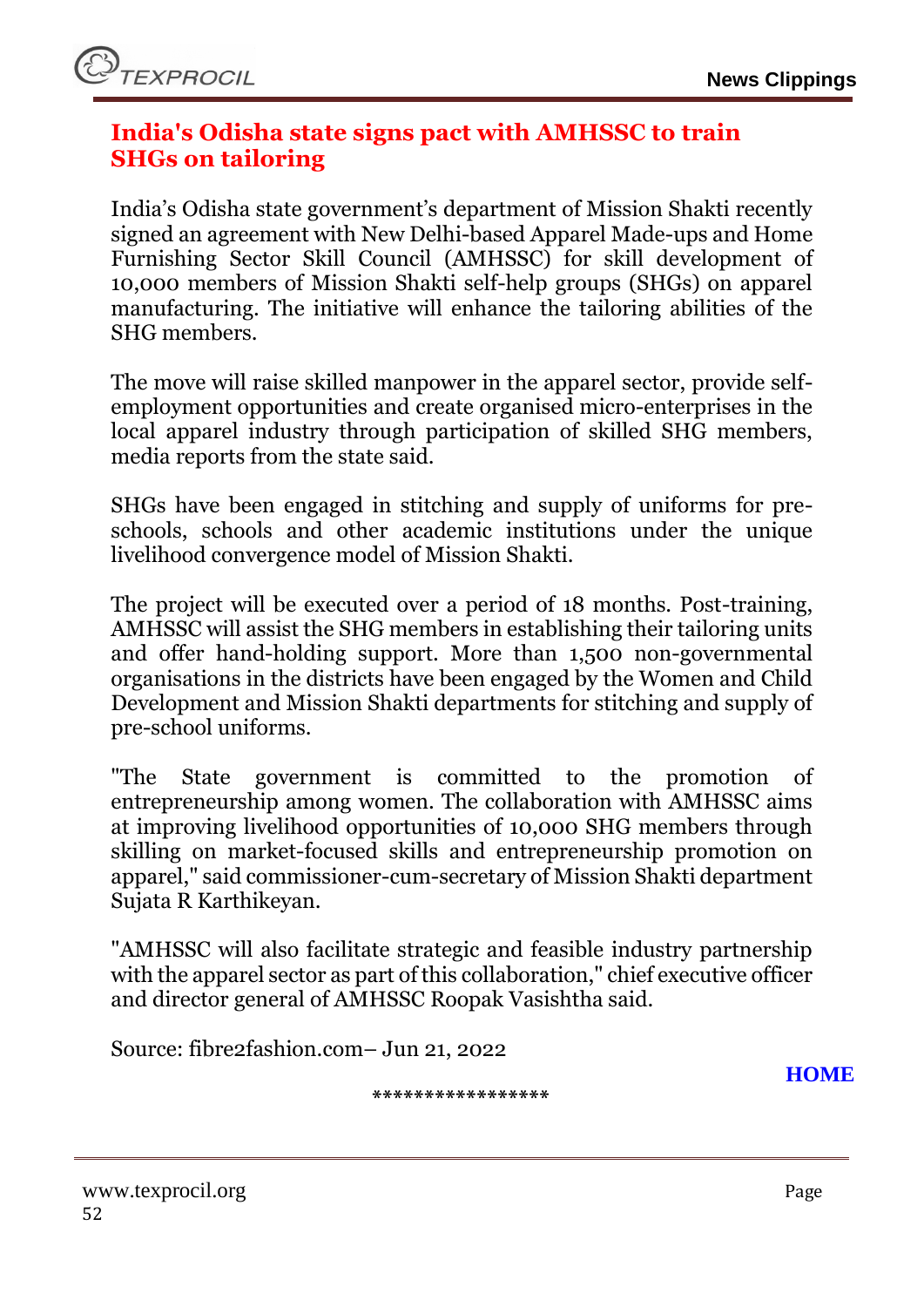## India's Odisha state signs pact with AMHSSC to train SHGs on tailoring

India's Odisha state government's department of Mission Shakti recently signed an agreement with New Delhi-based Apparel Made-ups and Home Furnishing Sector Skill Council (AMHSSC) for skill development of 10,000 members of Mission Shakti self-help groups (SHGs) on apparel manufacturing. The initiative will enhance the tailoring abilities of the SHG members.

The move will raise skilled manpower in the apparel sector, provide self-employment opportunities and create organised micro-enterprises in the local apparel industry through participation of skilled SHG members, media reports from the state said.

SHGs have been engaged in stitching and supply of uniforms for pre-schools, schools and other academic institutions under the unique livelihood convergence model of Mission Shakti.

The project will be executed over a period of 18 months. Post-training, AMHSSC will assist the SHG members in establishing their tailoring units and offer hand-holding support. More than 1,500 non-governmental organisations in the districts have been engaged by the Women and Child Development and Mission Shakti departments for stitching and supply of pre-school uniforms.

"The State government is committed to the promotion of entrepreneurship among women. The collaboration with AMHSSC aims at improving livelihood opportunities of 10,000 SHG members through skilling on market-focused skills and entrepreneurship promotion on apparel," said commissioner-cum-secretary of Mission Shakti department Sujata R Karthikeyan.

"AMHSSC will also facilitate strategic and feasible industry partnership with the apparel sector as part of this collaboration," chief executive officer and director general of AMHSSC Roopak Vasishtha said.

Source: fibre2fashion.com– Jun 21, 2022

**HOME**

*****************